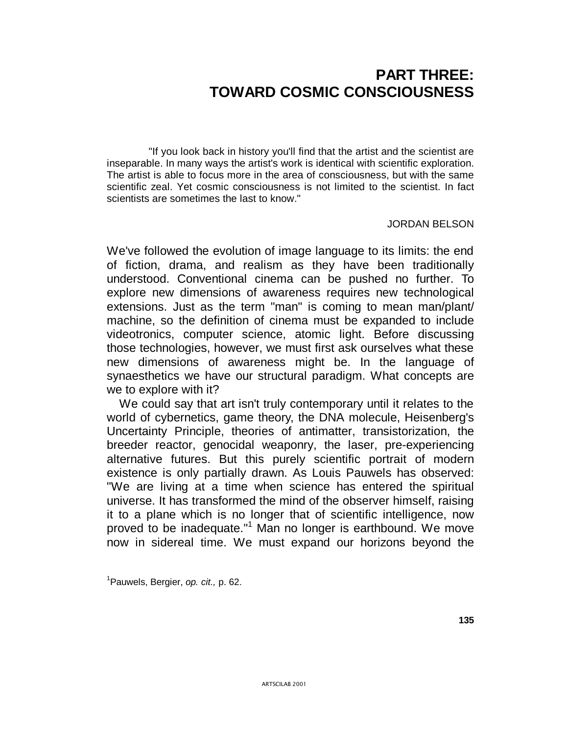# PART THREE: TOWARD COSMIC CONSCIOUSNESS

> "If you look back in history you'll find that the artist and the scientist are inseparable. In many ways the artist's work is identical with scientific exploration. The artist is able to focus more in the area of consciousness, but with the same scientific zeal. Yet cosmic consciousness is not limited to the scientist. In fact scientists are sometimes the last to know."
>
> JORDAN BELSON

We've followed the evolution of image language to its limits: the end of fiction, drama, and realism as they have been traditionally understood. Conventional cinema can be pushed no further. To explore new dimensions of awareness requires new technological extensions. Just as the term "man" is coming to mean man/plant/machine, so the definition of cinema must be expanded to include videotronics, computer science, atomic light. Before discussing those technologies, however, we must first ask ourselves what these new dimensions of awareness might be. In the language of synaesthetics we have our structural paradigm. What concepts are we to explore with it?

We could say that art isn't truly contemporary until it relates to the world of cybernetics, game theory, the DNA molecule, Heisenberg's Uncertainty Principle, theories of antimatter, transistorization, the breeder reactor, genocidal weaponry, the laser, pre-experiencing alternative futures. But this purely scientific portrait of modern existence is only partially drawn. As Louis Pauwels has observed: "We are living at a time when science has entered the spiritual universe. It has transformed the mind of the observer himself, raising it to a plane which is no longer that of scientific intelligence, now proved to be inadequate."[1] Man no longer is earthbound. We move now in sidereal time. We must expand our horizons beyond the

[1] Pauwels, Bergier, *op. cit.,* p. 62.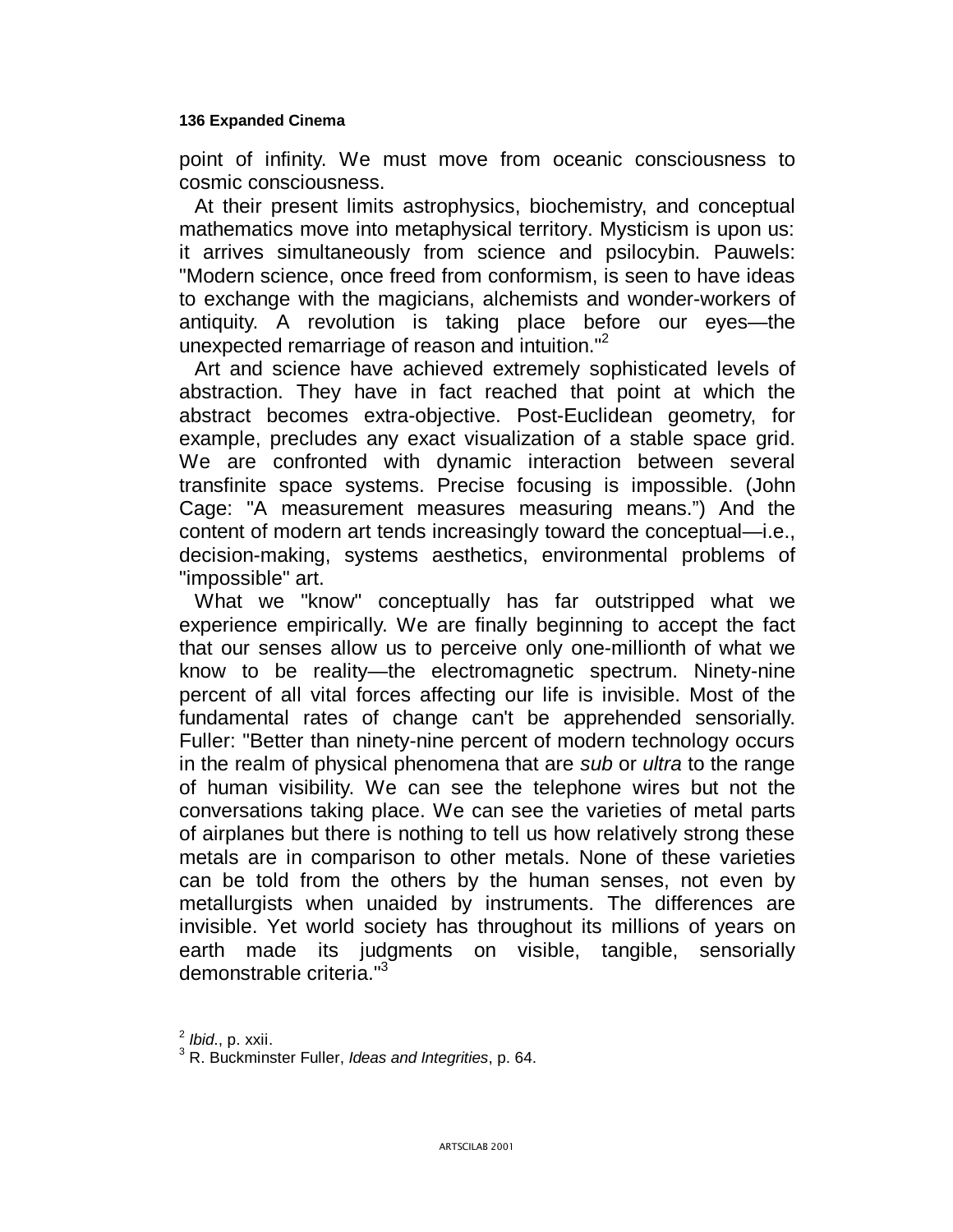point of infinity. We must move from oceanic consciousness to cosmic consciousness.

At their present limits astrophysics, biochemistry, and conceptual mathematics move into metaphysical territory. Mysticism is upon us: it arrives simultaneously from science and psilocybin. Pauwels: "Modern science, once freed from conformism, is seen to have ideas to exchange with the magicians, alchemists and wonder-workers of antiquity. A revolution is taking place before our eyes—the unexpected remarriage of reason and intuition."[2]

Art and science have achieved extremely sophisticated levels of abstraction. They have in fact reached that point at which the abstract becomes extra-objective. Post-Euclidean geometry, for example, precludes any exact visualization of a stable space grid. We are confronted with dynamic interaction between several transfinite space systems. Precise focusing is impossible. (John Cage: "A measurement measures measuring means.") And the content of modern art tends increasingly toward the conceptual—i.e., decision-making, systems aesthetics, environmental problems of "impossible" art.

What we "know" conceptually has far outstripped what we experience empirically. We are finally beginning to accept the fact that our senses allow us to perceive only one-millionth of what we know to be reality—the electromagnetic spectrum. Ninety-nine percent of all vital forces affecting our life is invisible. Most of the fundamental rates of change can't be apprehended sensorially. Fuller: "Better than ninety-nine percent of modern technology occurs in the realm of physical phenomena that are *sub* or *ultra* to the range of human visibility. We can see the telephone wires but not the conversations taking place. We can see the varieties of metal parts of airplanes but there is nothing to tell us how relatively strong these metals are in comparison to other metals. None of these varieties can be told from the others by the human senses, not even by metallurgists when unaided by instruments. The differences are invisible. Yet world society has throughout its millions of years on earth made its judgments on visible, tangible, sensorially demonstrable criteria."[3]

[2] *Ibid*., p. xxii.
[3] R. Buckminster Fuller, *Ideas and Integrities*, p. 64.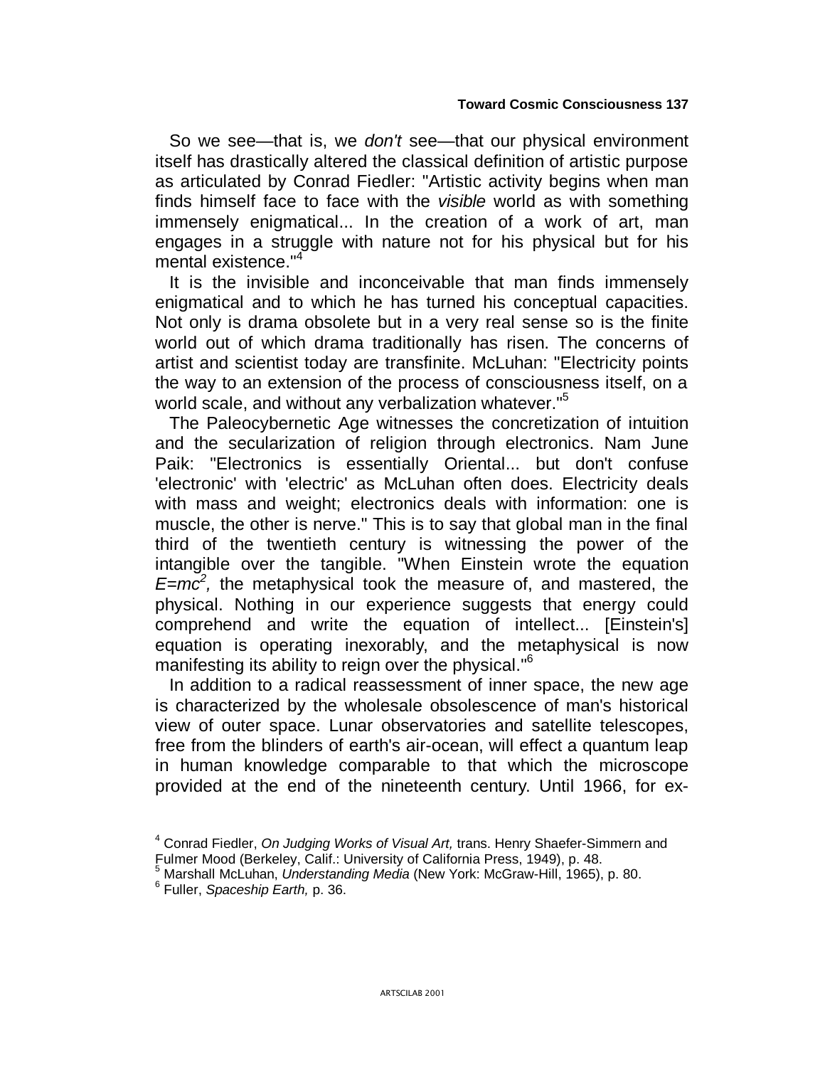So we see—that is, we *don't* see—that our physical environment itself has drastically altered the classical definition of artistic purpose as articulated by Conrad Fiedler: "Artistic activity begins when man finds himself face to face with the *visible* world as with something immensely enigmatical... In the creation of a work of art, man engages in a struggle with nature not for his physical but for his mental existence."[4]

It is the invisible and inconceivable that man finds immensely enigmatical and to which he has turned his conceptual capacities. Not only is drama obsolete but in a very real sense so is the finite world out of which drama traditionally has risen. The concerns of artist and scientist today are transfinite. McLuhan: "Electricity points the way to an extension of the process of consciousness itself, on a world scale, and without any verbalization whatever."[5]

The Paleocybernetic Age witnesses the concretization of intuition and the secularization of religion through electronics. Nam June Paik: "Electronics is essentially Oriental... but don't confuse 'electronic' with 'electric' as McLuhan often does. Electricity deals with mass and weight; electronics deals with information: one is muscle, the other is nerve." This is to say that global man in the final third of the twentieth century is witnessing the power of the intangible over the tangible. "When Einstein wrote the equation $E=mc^2$, the metaphysical took the measure of, and mastered, the physical. Nothing in our experience suggests that energy could comprehend and write the equation of intellect... [Einstein's] equation is operating inexorably, and the metaphysical is now manifesting its ability to reign over the physical."[6]

In addition to a radical reassessment of inner space, the new age is characterized by the wholesale obsolescence of man's historical view of outer space. Lunar observatories and satellite telescopes, free from the blinders of earth's air-ocean, will effect a quantum leap in human knowledge comparable to that which the microscope provided at the end of the nineteenth century. Until 1966, for ex-

[4] Conrad Fiedler, *On Judging Works of Visual Art,* trans. Henry Shaefer-Simmern and Fulmer Mood (Berkeley, Calif.: University of California Press, 1949), p. 48.
[5] Marshall McLuhan, *Understanding Media* (New York: McGraw-Hill, 1965), p. 80.
[6] Fuller, *Spaceship Earth,* p. 36.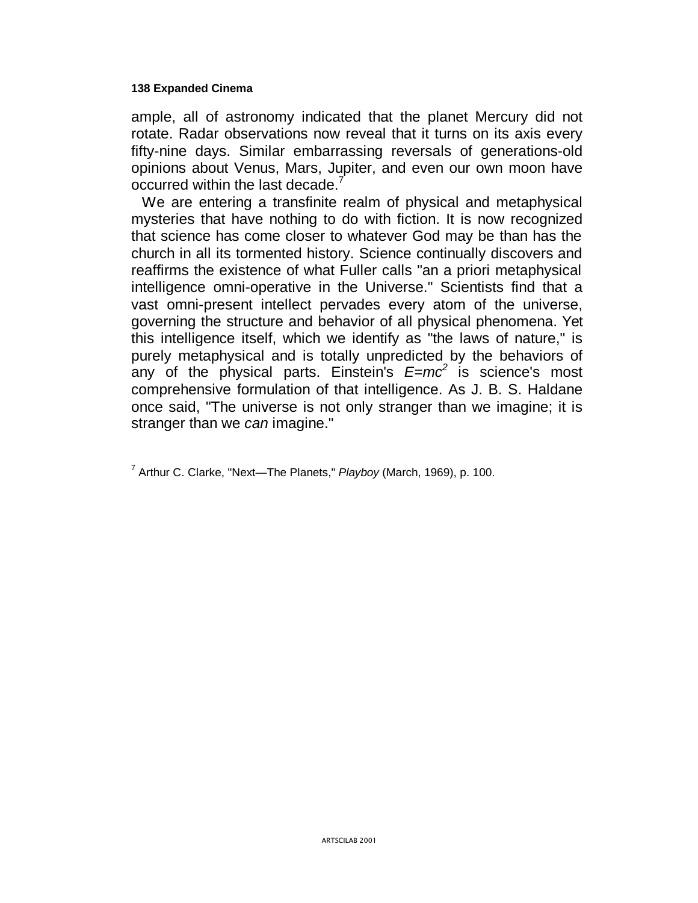ample, all of astronomy indicated that the planet Mercury did not rotate. Radar observations now reveal that it turns on its axis every fifty-nine days. Similar embarrassing reversals of generations-old opinions about Venus, Mars, Jupiter, and even our own moon have occurred within the last decade.[7]

We are entering a transfinite realm of physical and metaphysical mysteries that have nothing to do with fiction. It is now recognized that science has come closer to whatever God may be than has the church in all its tormented history. Science continually discovers and reaffirms the existence of what Fuller calls "an a priori metaphysical intelligence omni-operative in the Universe." Scientists find that a vast omni-present intellect pervades every atom of the universe, governing the structure and behavior of all physical phenomena. Yet this intelligence itself, which we identify as "the laws of nature," is purely metaphysical and is totally unpredicted by the behaviors of any of the physical parts. Einstein's $E=mc^2$ is science's most comprehensive formulation of that intelligence. As J. B. S. Haldane once said, "The universe is not only stranger than we imagine; it is stranger than we *can* imagine."

[7] Arthur C. Clarke, "Next—The Planets," *Playboy* (March, 1969), p. 100.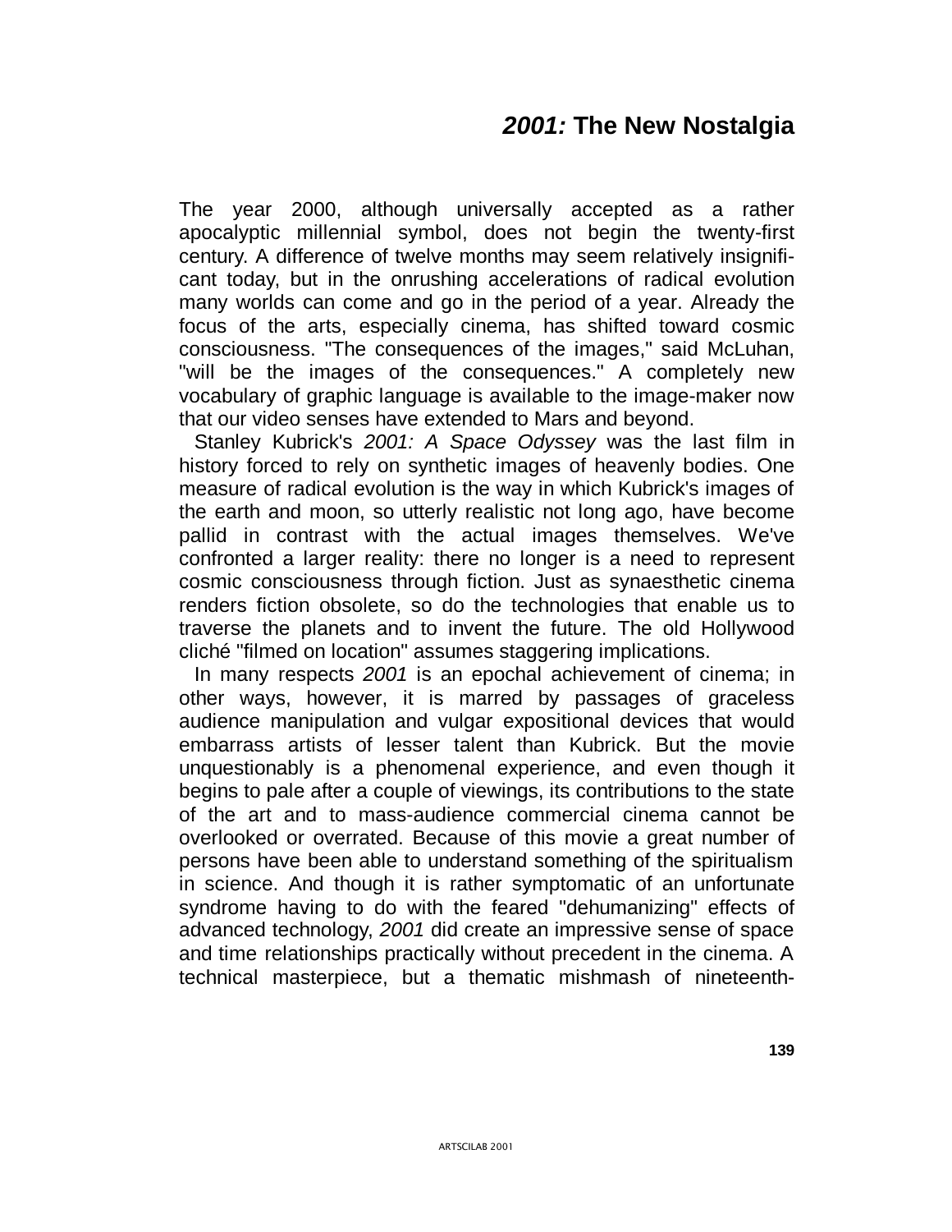# *2001:* The New Nostalgia

The year 2000, although universally accepted as a rather apocalyptic millennial symbol, does not begin the twenty-first century. A difference of twelve months may seem relatively insignificant today, but in the onrushing accelerations of radical evolution many worlds can come and go in the period of a year. Already the focus of the arts, especially cinema, has shifted toward cosmic consciousness. "The consequences of the images," said McLuhan, "will be the images of the consequences." A completely new vocabulary of graphic language is available to the image-maker now that our video senses have extended to Mars and beyond.

Stanley Kubrick's *2001: A Space Odyssey* was the last film in history forced to rely on synthetic images of heavenly bodies. One measure of radical evolution is the way in which Kubrick's images of the earth and moon, so utterly realistic not long ago, have become pallid in contrast with the actual images themselves. We've confronted a larger reality: there no longer is a need to represent cosmic consciousness through fiction. Just as synaesthetic cinema renders fiction obsolete, so do the technologies that enable us to traverse the planets and to invent the future. The old Hollywood cliché "filmed on location" assumes staggering implications.

In many respects *2001* is an epochal achievement of cinema; in other ways, however, it is marred by passages of graceless audience manipulation and vulgar expositional devices that would embarrass artists of lesser talent than Kubrick. But the movie unquestionably is a phenomenal experience, and even though it begins to pale after a couple of viewings, its contributions to the state of the art and to mass-audience commercial cinema cannot be overlooked or overrated. Because of this movie a great number of persons have been able to understand something of the spiritualism in science. And though it is rather symptomatic of an unfortunate syndrome having to do with the feared "dehumanizing" effects of advanced technology, *2001* did create an impressive sense of space and time relationships practically without precedent in the cinema. A technical masterpiece, but a thematic mishmash of nineteenth-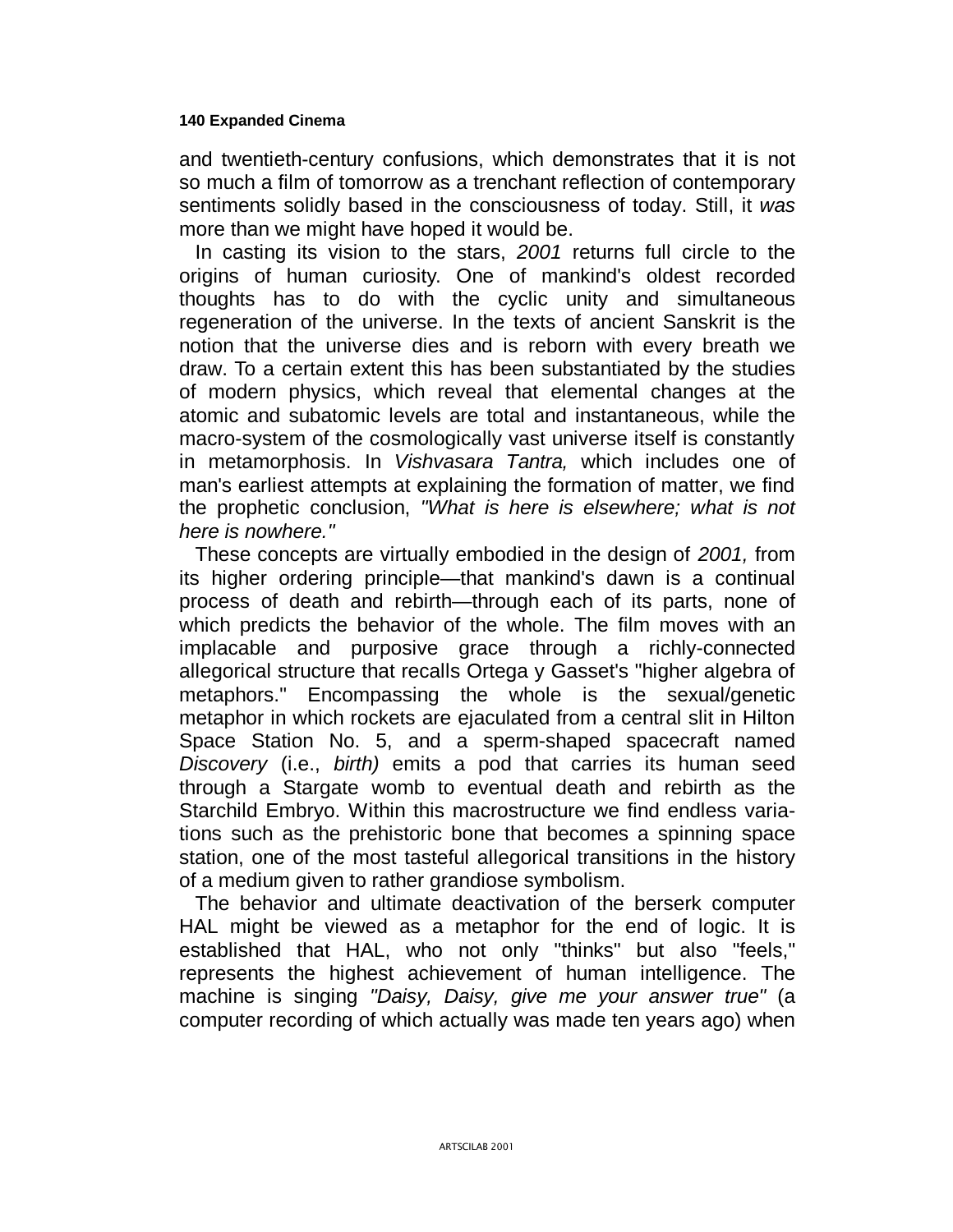and twentieth-century confusions, which demonstrates that it is not so much a film of tomorrow as a trenchant reflection of contemporary sentiments solidly based in the consciousness of today. Still, it *was* more than we might have hoped it would be.

In casting its vision to the stars, *2001* returns full circle to the origins of human curiosity. One of mankind's oldest recorded thoughts has to do with the cyclic unity and simultaneous regeneration of the universe. In the texts of ancient Sanskrit is the notion that the universe dies and is reborn with every breath we draw. To a certain extent this has been substantiated by the studies of modern physics, which reveal that elemental changes at the atomic and subatomic levels are total and instantaneous, while the macro-system of the cosmologically vast universe itself is constantly in metamorphosis. In *Vishvasara Tantra,* which includes one of man's earliest attempts at explaining the formation of matter, we find the prophetic conclusion, *"What is here is elsewhere; what is not here is nowhere."*

These concepts are virtually embodied in the design of *2001,* from its higher ordering principle—that mankind's dawn is a continual process of death and rebirth—through each of its parts, none of which predicts the behavior of the whole. The film moves with an implacable and purposive grace through a richly-connected allegorical structure that recalls Ortega y Gasset's "higher algebra of metaphors." Encompassing the whole is the sexual/genetic metaphor in which rockets are ejaculated from a central slit in Hilton Space Station No. 5, and a sperm-shaped spacecraft named *Discovery* (i.e., *birth)* emits a pod that carries its human seed through a Stargate womb to eventual death and rebirth as the Starchild Embryo. Within this macrostructure we find endless variations such as the prehistoric bone that becomes a spinning space station, one of the most tasteful allegorical transitions in the history of a medium given to rather grandiose symbolism.

The behavior and ultimate deactivation of the berserk computer HAL might be viewed as a metaphor for the end of logic. It is established that HAL, who not only "thinks" but also "feels," represents the highest achievement of human intelligence. The machine is singing *"Daisy, Daisy, give me your answer true"* (a computer recording of which actually was made ten years ago) when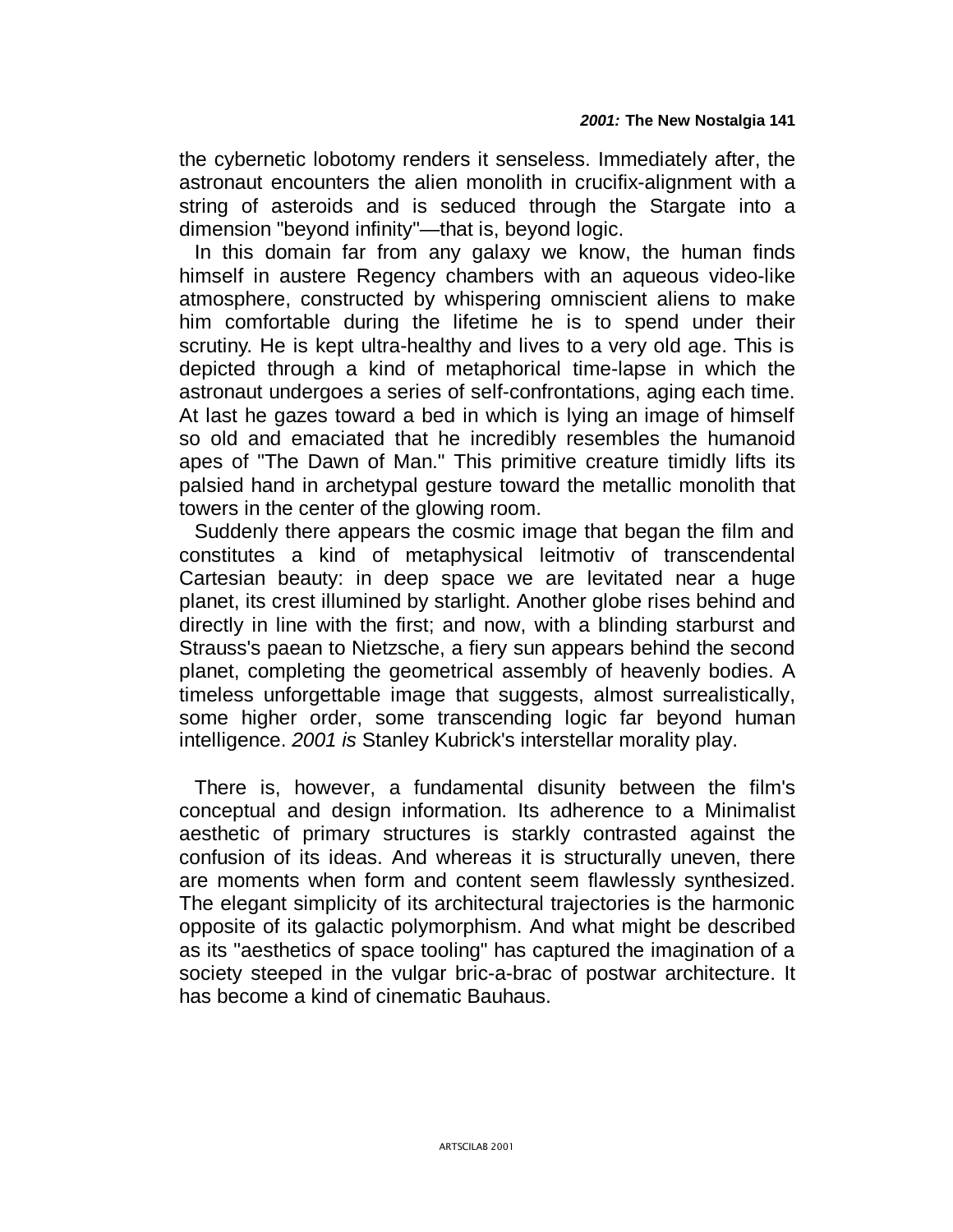the cybernetic lobotomy renders it senseless. Immediately after, the astronaut encounters the alien monolith in crucifix-alignment with a string of asteroids and is seduced through the Stargate into a dimension "beyond infinity"—that is, beyond logic.

In this domain far from any galaxy we know, the human finds himself in austere Regency chambers with an aqueous video-like atmosphere, constructed by whispering omniscient aliens to make him comfortable during the lifetime he is to spend under their scrutiny. He is kept ultra-healthy and lives to a very old age. This is depicted through a kind of metaphorical time-lapse in which the astronaut undergoes a series of self-confrontations, aging each time. At last he gazes toward a bed in which is lying an image of himself so old and emaciated that he incredibly resembles the humanoid apes of "The Dawn of Man." This primitive creature timidly lifts its palsied hand in archetypal gesture toward the metallic monolith that towers in the center of the glowing room.

Suddenly there appears the cosmic image that began the film and constitutes a kind of metaphysical leitmotiv of transcendental Cartesian beauty: in deep space we are levitated near a huge planet, its crest illumined by starlight. Another globe rises behind and directly in line with the first; and now, with a blinding starburst and Strauss's paean to Nietzsche, a fiery sun appears behind the second planet, completing the geometrical assembly of heavenly bodies. A timeless unforgettable image that suggests, almost surrealistically, some higher order, some transcending logic far beyond human intelligence. *2001 is* Stanley Kubrick's interstellar morality play.

There is, however, a fundamental disunity between the film's conceptual and design information. Its adherence to a Minimalist aesthetic of primary structures is starkly contrasted against the confusion of its ideas. And whereas it is structurally uneven, there are moments when form and content seem flawlessly synthesized. The elegant simplicity of its architectural trajectories is the harmonic opposite of its galactic polymorphism. And what might be described as its "aesthetics of space tooling" has captured the imagination of a society steeped in the vulgar bric-a-brac of postwar architecture. It has become a kind of cinematic Bauhaus.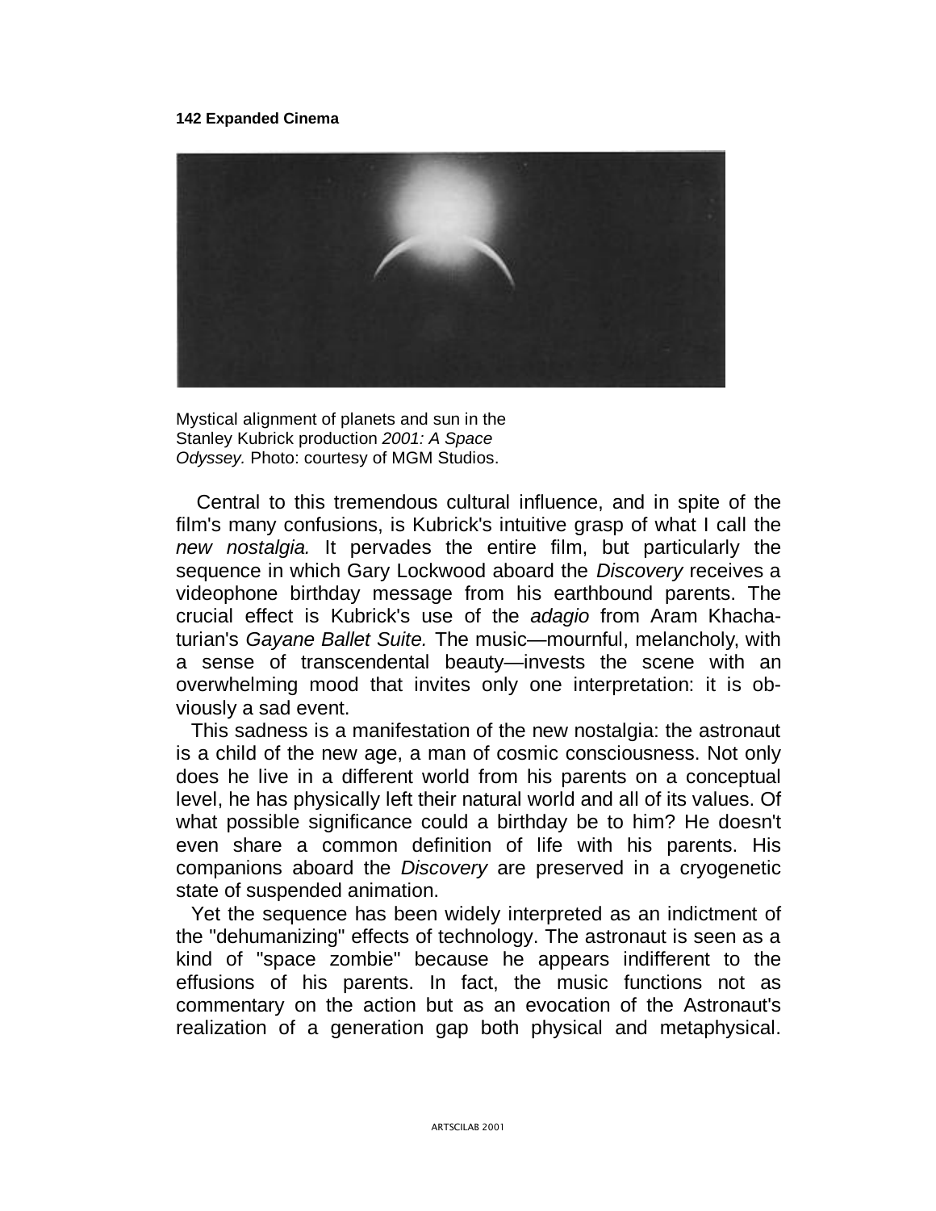Mystical alignment of planets and sun in the Stanley Kubrick production *2001: A Space Odyssey.* Photo: courtesy of MGM Studios.

Central to this tremendous cultural influence, and in spite of the film's many confusions, is Kubrick's intuitive grasp of what I call the *new nostalgia.* It pervades the entire film, but particularly the sequence in which Gary Lockwood aboard the *Discovery* receives a videophone birthday message from his earthbound parents. The crucial effect is Kubrick's use of the *adagio* from Aram Khachaturian's *Gayane Ballet Suite.* The music—mournful, melancholy, with a sense of transcendental beauty—invests the scene with an overwhelming mood that invites only one interpretation: it is obviously a sad event.

This sadness is a manifestation of the new nostalgia: the astronaut is a child of the new age, a man of cosmic consciousness. Not only does he live in a different world from his parents on a conceptual level, he has physically left their natural world and all of its values. Of what possible significance could a birthday be to him? He doesn't even share a common definition of life with his parents. His companions aboard the *Discovery* are preserved in a cryogenetic state of suspended animation.

Yet the sequence has been widely interpreted as an indictment of the "dehumanizing" effects of technology. The astronaut is seen as a kind of "space zombie" because he appears indifferent to the effusions of his parents. In fact, the music functions not as commentary on the action but as an evocation of the Astronaut's realization of a generation gap both physical and metaphysical.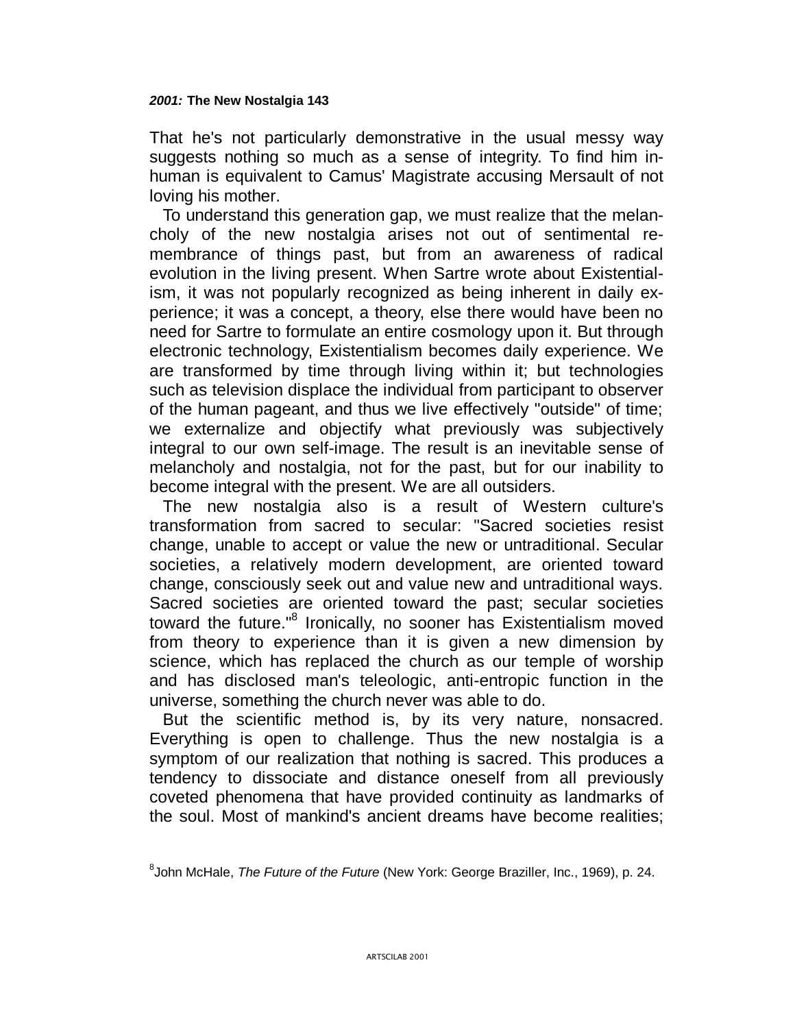That he's not particularly demonstrative in the usual messy way suggests nothing so much as a sense of integrity. To find him inhuman is equivalent to Camus' Magistrate accusing Mersault of not loving his mother.

To understand this generation gap, we must realize that the melancholy of the new nostalgia arises not out of sentimental remembrance of things past, but from an awareness of radical evolution in the living present. When Sartre wrote about Existentialism, it was not popularly recognized as being inherent in daily experience; it was a concept, a theory, else there would have been no need for Sartre to formulate an entire cosmology upon it. But through electronic technology, Existentialism becomes daily experience. We are transformed by time through living within it; but technologies such as television displace the individual from participant to observer of the human pageant, and thus we live effectively "outside" of time; we externalize and objectify what previously was subjectively integral to our own self-image. The result is an inevitable sense of melancholy and nostalgia, not for the past, but for our inability to become integral with the present. We are all outsiders.

The new nostalgia also is a result of Western culture's transformation from sacred to secular: "Sacred societies resist change, unable to accept or value the new or untraditional. Secular societies, a relatively modern development, are oriented toward change, consciously seek out and value new and untraditional ways. Sacred societies are oriented toward the past; secular societies toward the future."[8] Ironically, no sooner has Existentialism moved from theory to experience than it is given a new dimension by science, which has replaced the church as our temple of worship and has disclosed man's teleologic, anti-entropic function in the universe, something the church never was able to do.

But the scientific method is, by its very nature, nonsacred. Everything is open to challenge. Thus the new nostalgia is a symptom of our realization that nothing is sacred. This produces a tendency to dissociate and distance oneself from all previously coveted phenomena that have provided continuity as landmarks of the soul. Most of mankind's ancient dreams have become realities;

[8]John McHale, *The Future of the Future* (New York: George Braziller, Inc., 1969), p. 24.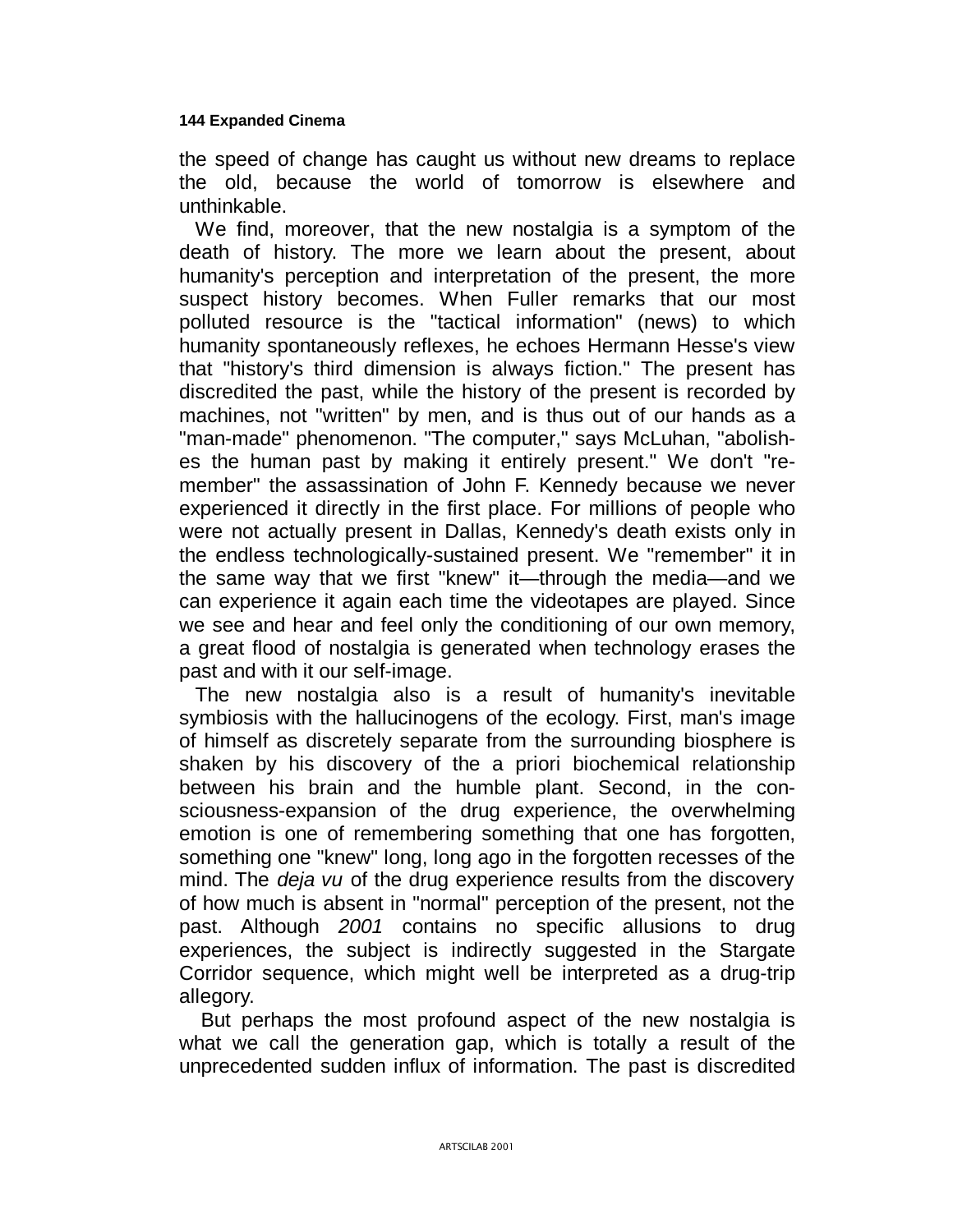the speed of change has caught us without new dreams to replace the old, because the world of tomorrow is elsewhere and unthinkable.

We find, moreover, that the new nostalgia is a symptom of the death of history. The more we learn about the present, about humanity's perception and interpretation of the present, the more suspect history becomes. When Fuller remarks that our most polluted resource is the "tactical information" (news) to which humanity spontaneously reflexes, he echoes Hermann Hesse's view that "history's third dimension is always fiction." The present has discredited the past, while the history of the present is recorded by machines, not "written" by men, and is thus out of our hands as a "man-made" phenomenon. "The computer," says McLuhan, "abolishes the human past by making it entirely present." We don't "remember" the assassination of John F. Kennedy because we never experienced it directly in the first place. For millions of people who were not actually present in Dallas, Kennedy's death exists only in the endless technologically-sustained present. We "remember" it in the same way that we first "knew" it—through the media—and we can experience it again each time the videotapes are played. Since we see and hear and feel only the conditioning of our own memory, a great flood of nostalgia is generated when technology erases the past and with it our self-image.

The new nostalgia also is a result of humanity's inevitable symbiosis with the hallucinogens of the ecology. First, man's image of himself as discretely separate from the surrounding biosphere is shaken by his discovery of the a priori biochemical relationship between his brain and the humble plant. Second, in the consciousness-expansion of the drug experience, the overwhelming emotion is one of remembering something that one has forgotten, something one "knew" long, long ago in the forgotten recesses of the mind. The *deja vu* of the drug experience results from the discovery of how much is absent in "normal" perception of the present, not the past. Although *2001* contains no specific allusions to drug experiences, the subject is indirectly suggested in the Stargate Corridor sequence, which might well be interpreted as a drug-trip allegory.

But perhaps the most profound aspect of the new nostalgia is what we call the generation gap, which is totally a result of the unprecedented sudden influx of information. The past is discredited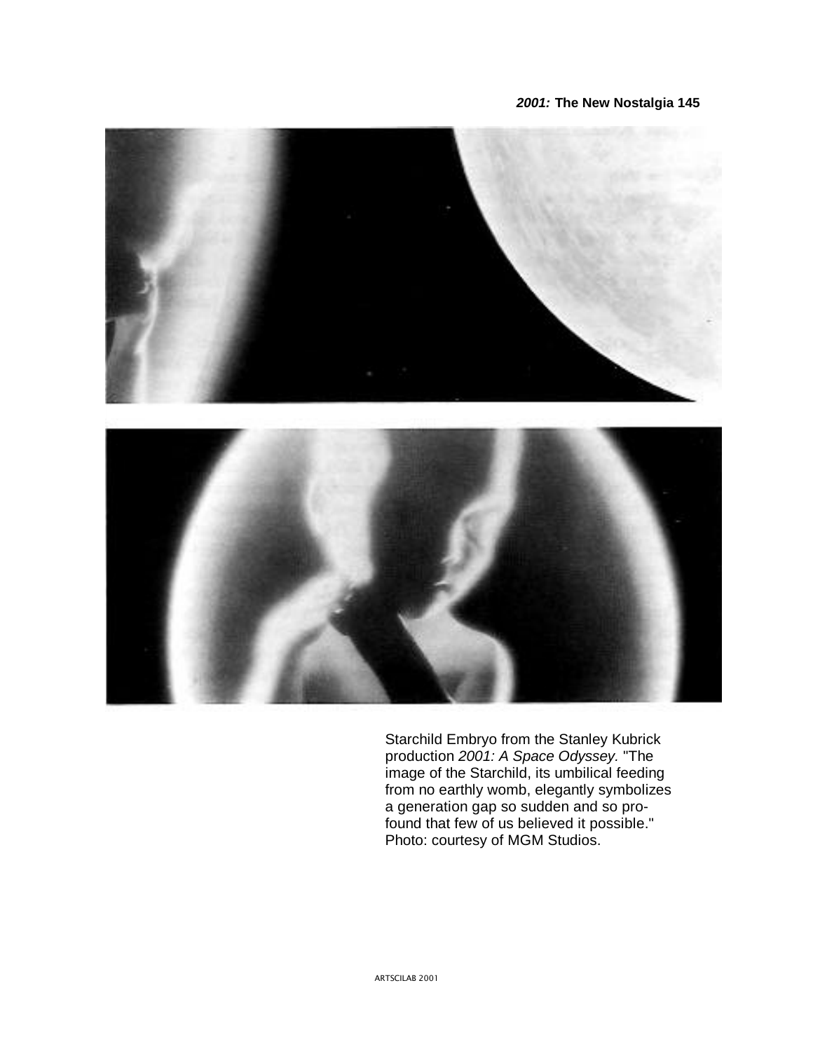Starchild Embryo from the Stanley Kubrick production *2001: A Space Odyssey.* "The image of the Starchild, its umbilical feeding from no earthly womb, elegantly symbolizes a generation gap so sudden and so profound that few of us believed it possible." Photo: courtesy of MGM Studios.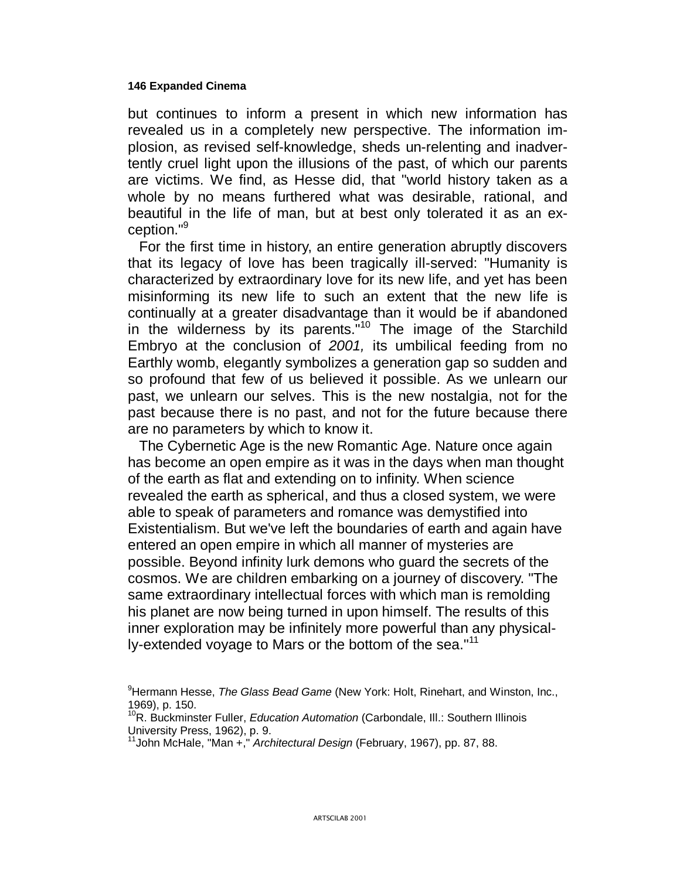but continues to inform a present in which new information has revealed us in a completely new perspective. The information implosion, as revised self-knowledge, sheds un-relenting and inadvertently cruel light upon the illusions of the past, of which our parents are victims. We find, as Hesse did, that "world history taken as a whole by no means furthered what was desirable, rational, and beautiful in the life of man, but at best only tolerated it as an exception."[9]

For the first time in history, an entire generation abruptly discovers that its legacy of love has been tragically ill-served: "Humanity is characterized by extraordinary love for its new life, and yet has been misinforming its new life to such an extent that the new life is continually at a greater disadvantage than it would be if abandoned in the wilderness by its parents."[10] The image of the Starchild Embryo at the conclusion of *2001,* its umbilical feeding from no Earthly womb, elegantly symbolizes a generation gap so sudden and so profound that few of us believed it possible. As we unlearn our past, we unlearn our selves. This is the new nostalgia, not for the past because there is no past, and not for the future because there are no parameters by which to know it.

The Cybernetic Age is the new Romantic Age. Nature once again has become an open empire as it was in the days when man thought of the earth as flat and extending on to infinity. When science revealed the earth as spherical, and thus a closed system, we were able to speak of parameters and romance was demystified into Existentialism. But we've left the boundaries of earth and again have entered an open empire in which all manner of mysteries are possible. Beyond infinity lurk demons who guard the secrets of the cosmos. We are children embarking on a journey of discovery. "The same extraordinary intellectual forces with which man is remolding his planet are now being turned in upon himself. The results of this inner exploration may be infinitely more powerful than any physically-extended voyage to Mars or the bottom of the sea."[11]

[9]Hermann Hesse, *The Glass Bead Game* (New York: Holt, Rinehart, and Winston, Inc., 1969), p. 150.

[10]R. Buckminster Fuller, *Education Automation* (Carbondale, Ill.: Southern Illinois University Press, 1962), p. 9.

[11]John McHale, "Man +," *Architectural Design* (February, 1967), pp. 87, 88.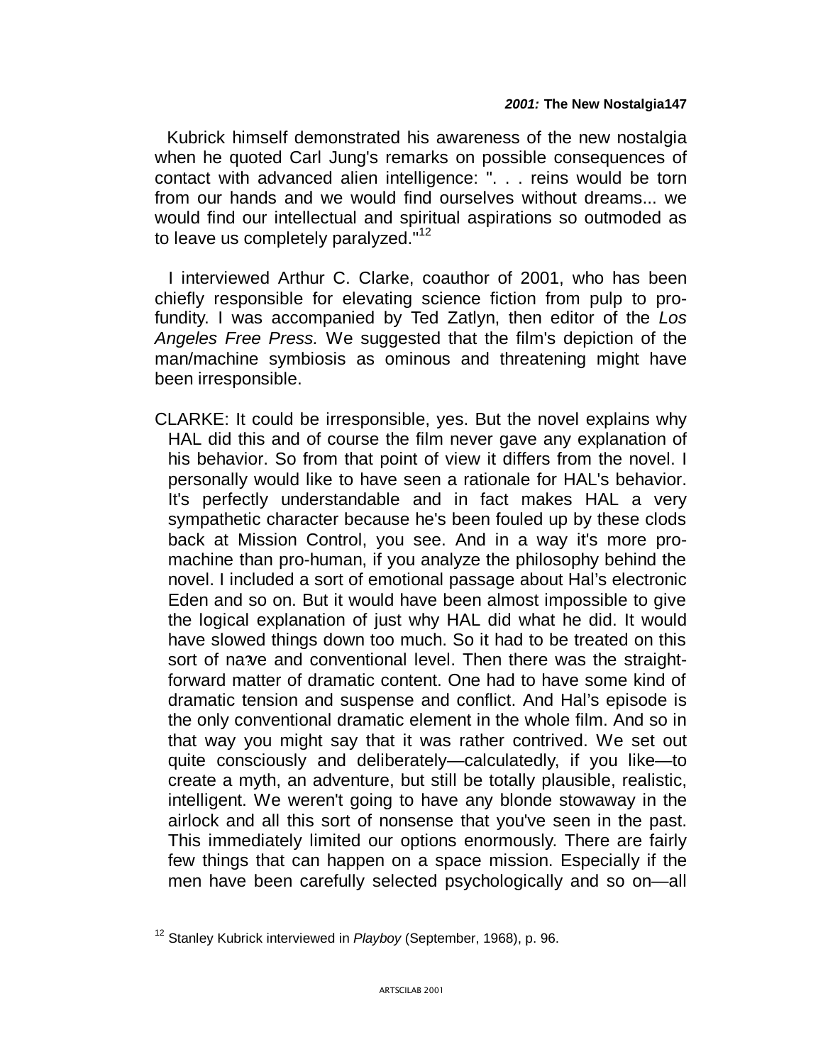Kubrick himself demonstrated his awareness of the new nostalgia when he quoted Carl Jung's remarks on possible consequences of contact with advanced alien intelligence: ". . . reins would be torn from our hands and we would find ourselves without dreams... we would find our intellectual and spiritual aspirations so outmoded as to leave us completely paralyzed."[12]

I interviewed Arthur C. Clarke, coauthor of 2001, who has been chiefly responsible for elevating science fiction from pulp to profundity. I was accompanied by Ted Zatlyn, then editor of the *Los Angeles Free Press.* We suggested that the film's depiction of the man/machine symbiosis as ominous and threatening might have been irresponsible.

CLARKE: It could be irresponsible, yes. But the novel explains why HAL did this and of course the film never gave any explanation of his behavior. So from that point of view it differs from the novel. I personally would like to have seen a rationale for HAL's behavior. It's perfectly understandable and in fact makes HAL a very sympathetic character because he's been fouled up by these clods back at Mission Control, you see. And in a way it's more pro-machine than pro-human, if you analyze the philosophy behind the novel. I included a sort of emotional passage about Hal's electronic Eden and so on. But it would have been almost impossible to give the logical explanation of just why HAL did what he did. It would have slowed things down too much. So it had to be treated on this sort of naïve and conventional level. Then there was the straightforward matter of dramatic content. One had to have some kind of dramatic tension and suspense and conflict. And Hal's episode is the only conventional dramatic element in the whole film. And so in that way you might say that it was rather contrived. We set out quite consciously and deliberately—calculatedly, if you like—to create a myth, an adventure, but still be totally plausible, realistic, intelligent. We weren't going to have any blonde stowaway in the airlock and all this sort of nonsense that you've seen in the past. This immediately limited our options enormously. There are fairly few things that can happen on a space mission. Especially if the men have been carefully selected psychologically and so on—all

[12] Stanley Kubrick interviewed in *Playboy* (September, 1968), p. 96.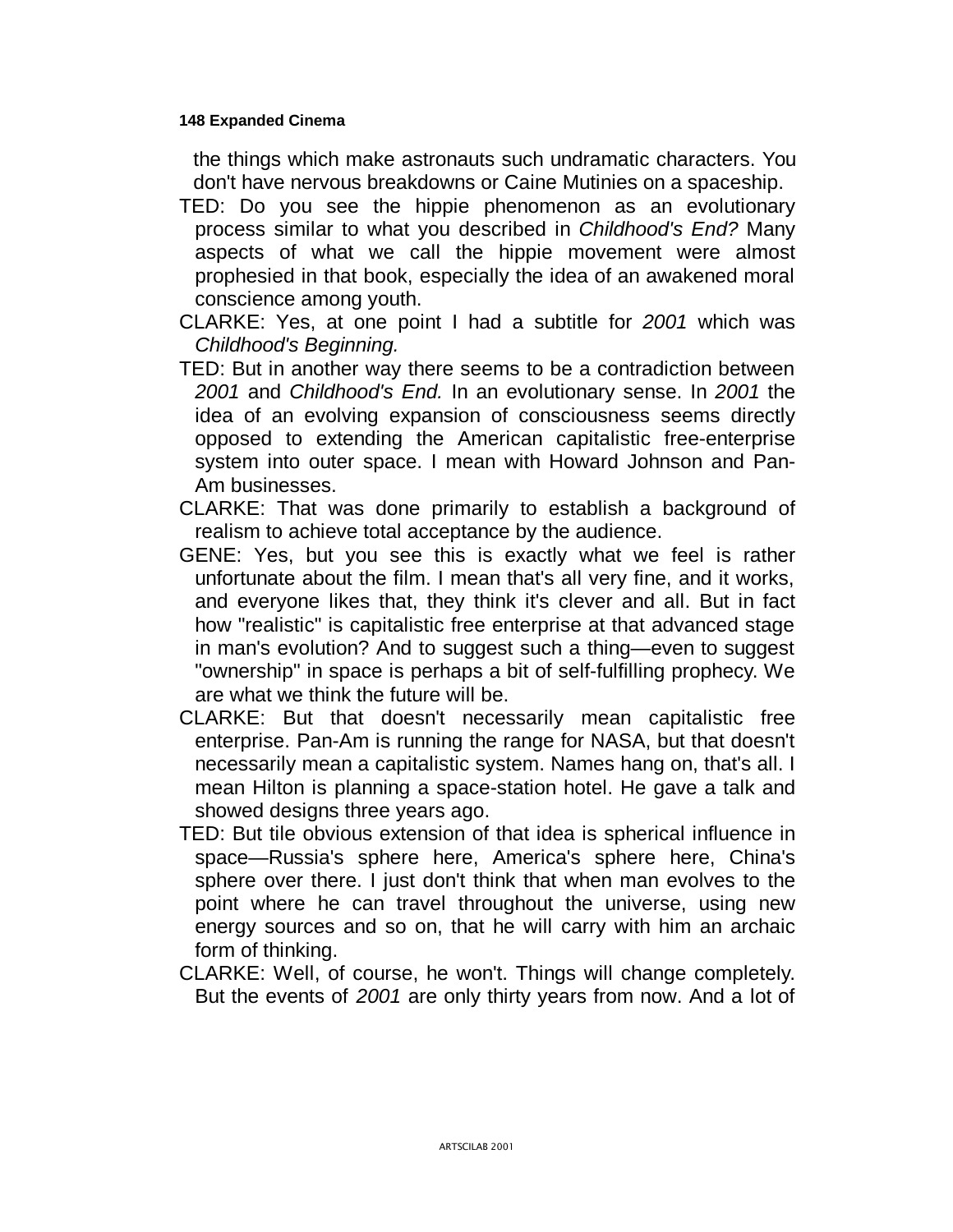the things which make astronauts such undramatic characters. You don't have nervous breakdowns or Caine Mutinies on a spaceship.

TED: Do you see the hippie phenomenon as an evolutionary process similar to what you described in *Childhood's End?* Many aspects of what we call the hippie movement were almost prophesied in that book, especially the idea of an awakened moral conscience among youth.

CLARKE: Yes, at one point I had a subtitle for *2001* which was *Childhood's Beginning.*

TED: But in another way there seems to be a contradiction between *2001* and *Childhood's End.* In an evolutionary sense. In *2001* the idea of an evolving expansion of consciousness seems directly opposed to extending the American capitalistic free-enterprise system into outer space. I mean with Howard Johnson and Pan-Am businesses.

CLARKE: That was done primarily to establish a background of realism to achieve total acceptance by the audience.

GENE: Yes, but you see this is exactly what we feel is rather unfortunate about the film. I mean that's all very fine, and it works, and everyone likes that, they think it's clever and all. But in fact how "realistic" is capitalistic free enterprise at that advanced stage in man's evolution? And to suggest such a thing—even to suggest "ownership" in space is perhaps a bit of self-fulfilling prophecy. We are what we think the future will be.

CLARKE: But that doesn't necessarily mean capitalistic free enterprise. Pan-Am is running the range for NASA, but that doesn't necessarily mean a capitalistic system. Names hang on, that's all. I mean Hilton is planning a space-station hotel. He gave a talk and showed designs three years ago.

TED: But tile obvious extension of that idea is spherical influence in space—Russia's sphere here, America's sphere here, China's sphere over there. I just don't think that when man evolves to the point where he can travel throughout the universe, using new energy sources and so on, that he will carry with him an archaic form of thinking.

CLARKE: Well, of course, he won't. Things will change completely. But the events of *2001* are only thirty years from now. And a lot of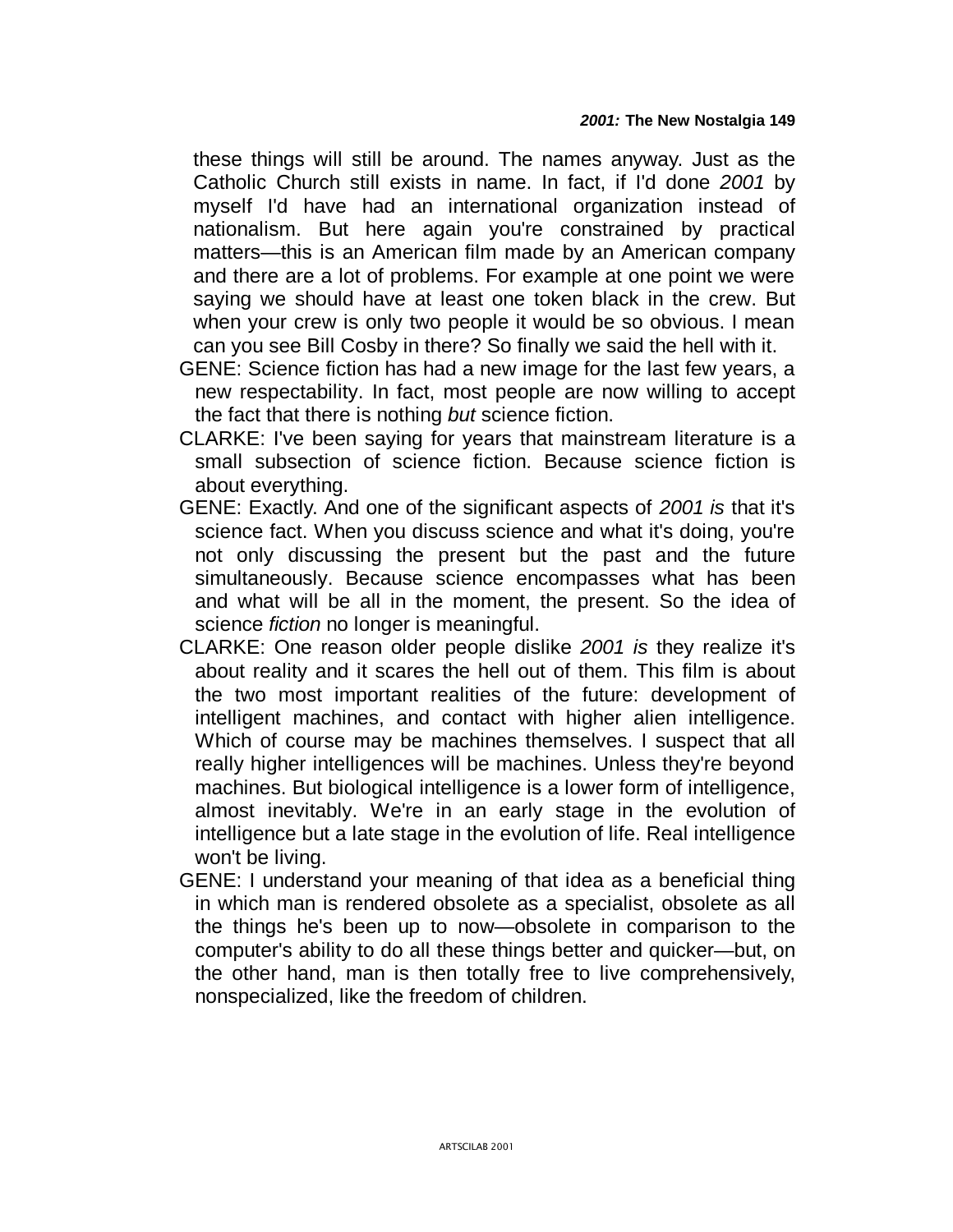these things will still be around. The names anyway. Just as the Catholic Church still exists in name. In fact, if I'd done *2001* by myself I'd have had an international organization instead of nationalism. But here again you're constrained by practical matters—this is an American film made by an American company and there are a lot of problems. For example at one point we were saying we should have at least one token black in the crew. But when your crew is only two people it would be so obvious. I mean can you see Bill Cosby in there? So finally we said the hell with it.

GENE: Science fiction has had a new image for the last few years, a new respectability. In fact, most people are now willing to accept the fact that there is nothing *but* science fiction.

CLARKE: I've been saying for years that mainstream literature is a small subsection of science fiction. Because science fiction is about everything.

GENE: Exactly. And one of the significant aspects of *2001 is* that it's science fact. When you discuss science and what it's doing, you're not only discussing the present but the past and the future simultaneously. Because science encompasses what has been and what will be all in the moment, the present. So the idea of science *fiction* no longer is meaningful.

CLARKE: One reason older people dislike *2001 is* they realize it's about reality and it scares the hell out of them. This film is about the two most important realities of the future: development of intelligent machines, and contact with higher alien intelligence. Which of course may be machines themselves. I suspect that all really higher intelligences will be machines. Unless they're beyond machines. But biological intelligence is a lower form of intelligence, almost inevitably. We're in an early stage in the evolution of intelligence but a late stage in the evolution of life. Real intelligence won't be living.

GENE: I understand your meaning of that idea as a beneficial thing in which man is rendered obsolete as a specialist, obsolete as all the things he's been up to now—obsolete in comparison to the computer's ability to do all these things better and quicker—but, on the other hand, man is then totally free to live comprehensively, nonspecialized, like the freedom of children.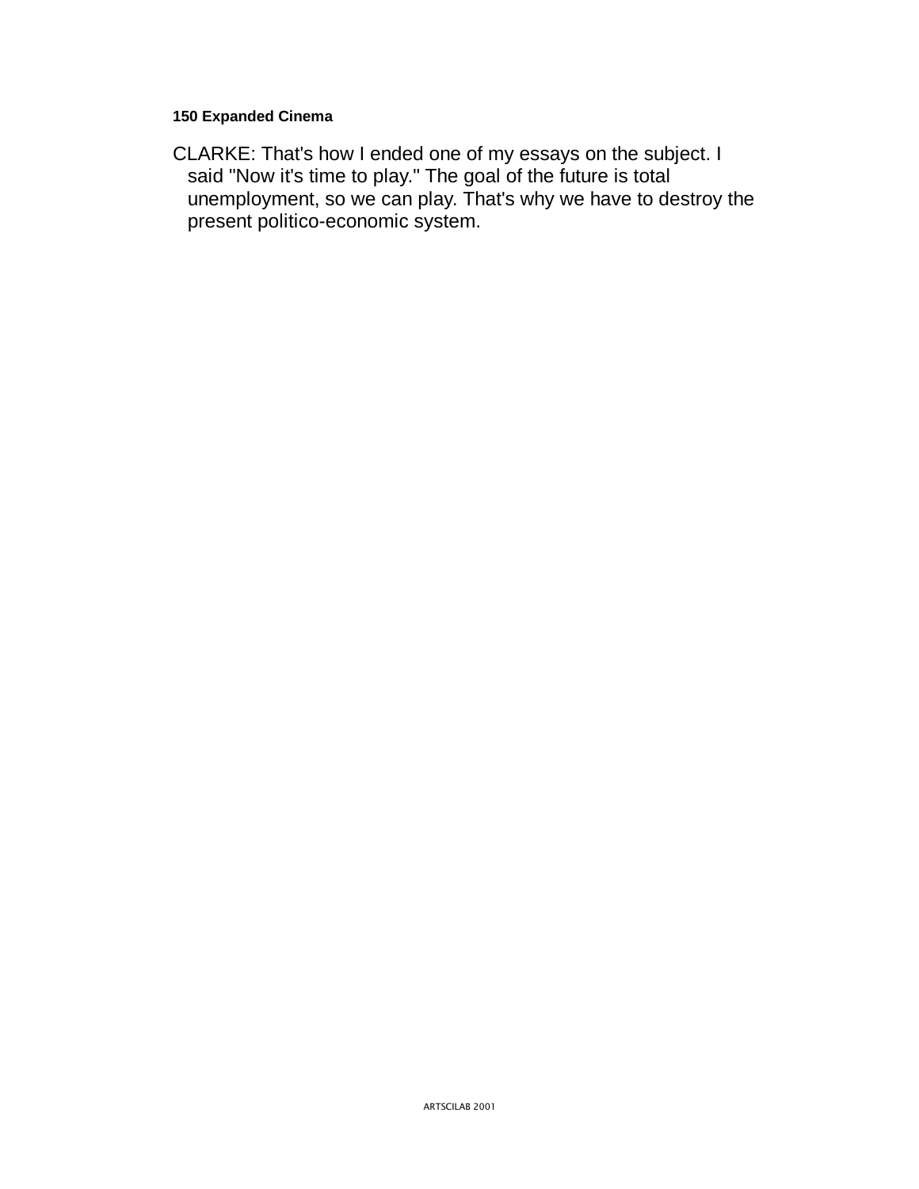CLARKE: That's how I ended one of my essays on the subject. I said "Now it's time to play." The goal of the future is total unemployment, so we can play. That's why we have to destroy the present politico-economic system.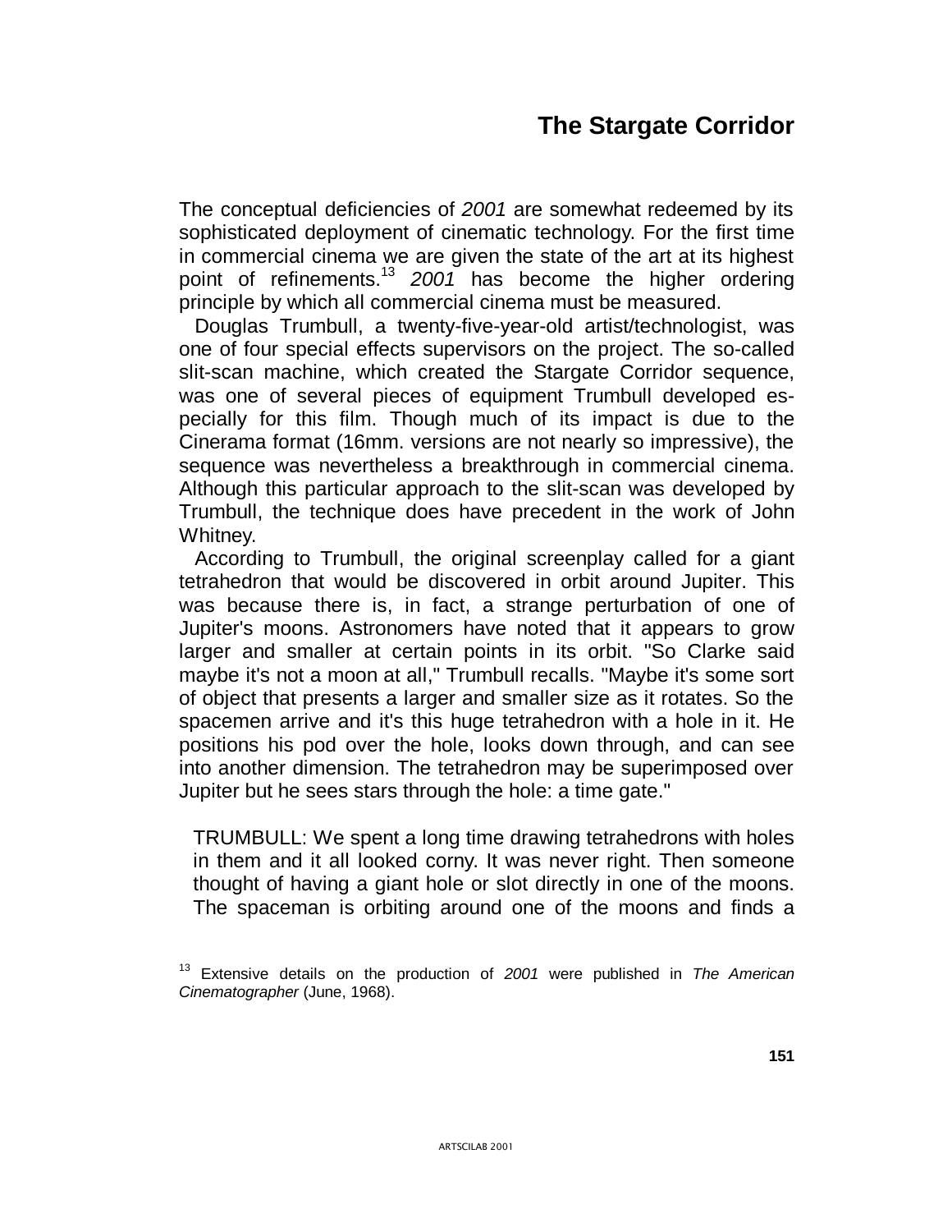## The Stargate Corridor

The conceptual deficiencies of *2001* are somewhat redeemed by its sophisticated deployment of cinematic technology. For the first time in commercial cinema we are given the state of the art at its highest point of refinements.[13] *2001* has become the higher ordering principle by which all commercial cinema must be measured.

Douglas Trumbull, a twenty-five-year-old artist/technologist, was one of four special effects supervisors on the project. The so-called slit-scan machine, which created the Stargate Corridor sequence, was one of several pieces of equipment Trumbull developed especially for this film. Though much of its impact is due to the Cinerama format (16mm. versions are not nearly so impressive), the sequence was nevertheless a breakthrough in commercial cinema. Although this particular approach to the slit-scan was developed by Trumbull, the technique does have precedent in the work of John Whitney.

According to Trumbull, the original screenplay called for a giant tetrahedron that would be discovered in orbit around Jupiter. This was because there is, in fact, a strange perturbation of one of Jupiter's moons. Astronomers have noted that it appears to grow larger and smaller at certain points in its orbit. "So Clarke said maybe it's not a moon at all," Trumbull recalls. "Maybe it's some sort of object that presents a larger and smaller size as it rotates. So the spacemen arrive and it's this huge tetrahedron with a hole in it. He positions his pod over the hole, looks down through, and can see into another dimension. The tetrahedron may be superimposed over Jupiter but he sees stars through the hole: a time gate."

> TRUMBULL: We spent a long time drawing tetrahedrons with holes in them and it all looked corny. It was never right. Then someone thought of having a giant hole or slot directly in one of the moons. The spaceman is orbiting around one of the moons and finds a

[13] Extensive details on the production of *2001* were published in *The American Cinematographer* (June, 1968).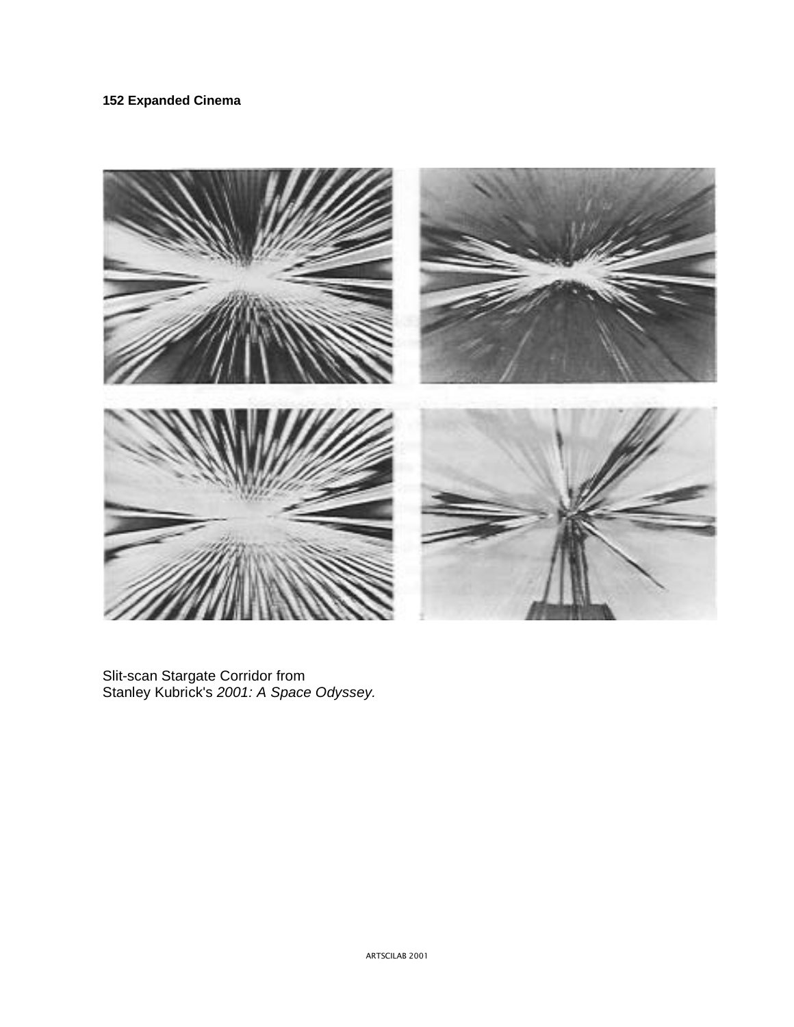Slit-scan Stargate Corridor from
Stanley Kubrick's *2001: A Space Odyssey.*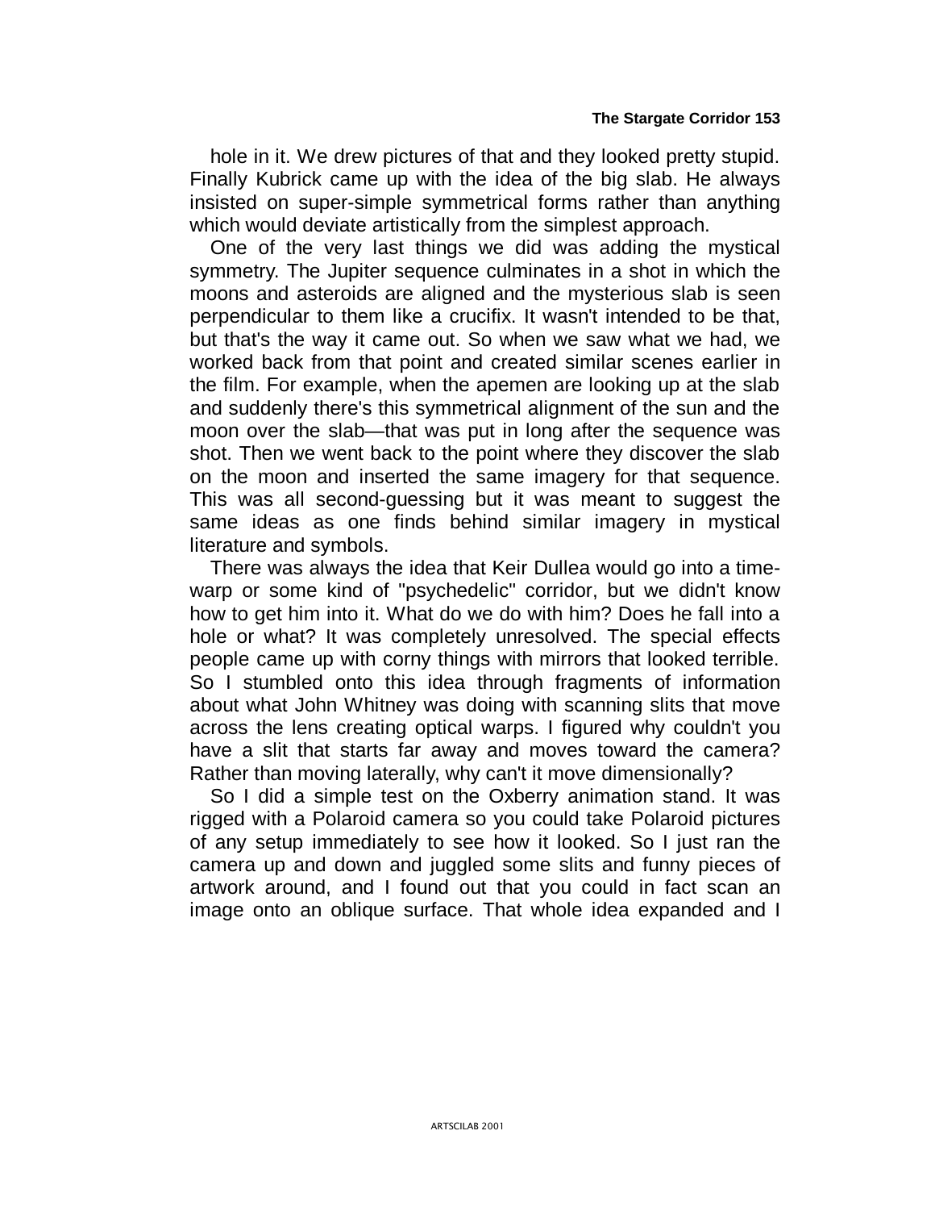hole in it. We drew pictures of that and they looked pretty stupid. Finally Kubrick came up with the idea of the big slab. He always insisted on super-simple symmetrical forms rather than anything which would deviate artistically from the simplest approach.

One of the very last things we did was adding the mystical symmetry. The Jupiter sequence culminates in a shot in which the moons and asteroids are aligned and the mysterious slab is seen perpendicular to them like a crucifix. It wasn't intended to be that, but that's the way it came out. So when we saw what we had, we worked back from that point and created similar scenes earlier in the film. For example, when the apemen are looking up at the slab and suddenly there's this symmetrical alignment of the sun and the moon over the slab—that was put in long after the sequence was shot. Then we went back to the point where they discover the slab on the moon and inserted the same imagery for that sequence. This was all second-guessing but it was meant to suggest the same ideas as one finds behind similar imagery in mystical literature and symbols.

There was always the idea that Keir Dullea would go into a time-warp or some kind of "psychedelic" corridor, but we didn't know how to get him into it. What do we do with him? Does he fall into a hole or what? It was completely unresolved. The special effects people came up with corny things with mirrors that looked terrible. So I stumbled onto this idea through fragments of information about what John Whitney was doing with scanning slits that move across the lens creating optical warps. I figured why couldn't you have a slit that starts far away and moves toward the camera? Rather than moving laterally, why can't it move dimensionally?

So I did a simple test on the Oxberry animation stand. It was rigged with a Polaroid camera so you could take Polaroid pictures of any setup immediately to see how it looked. So I just ran the camera up and down and juggled some slits and funny pieces of artwork around, and I found out that you could in fact scan an image onto an oblique surface. That whole idea expanded and I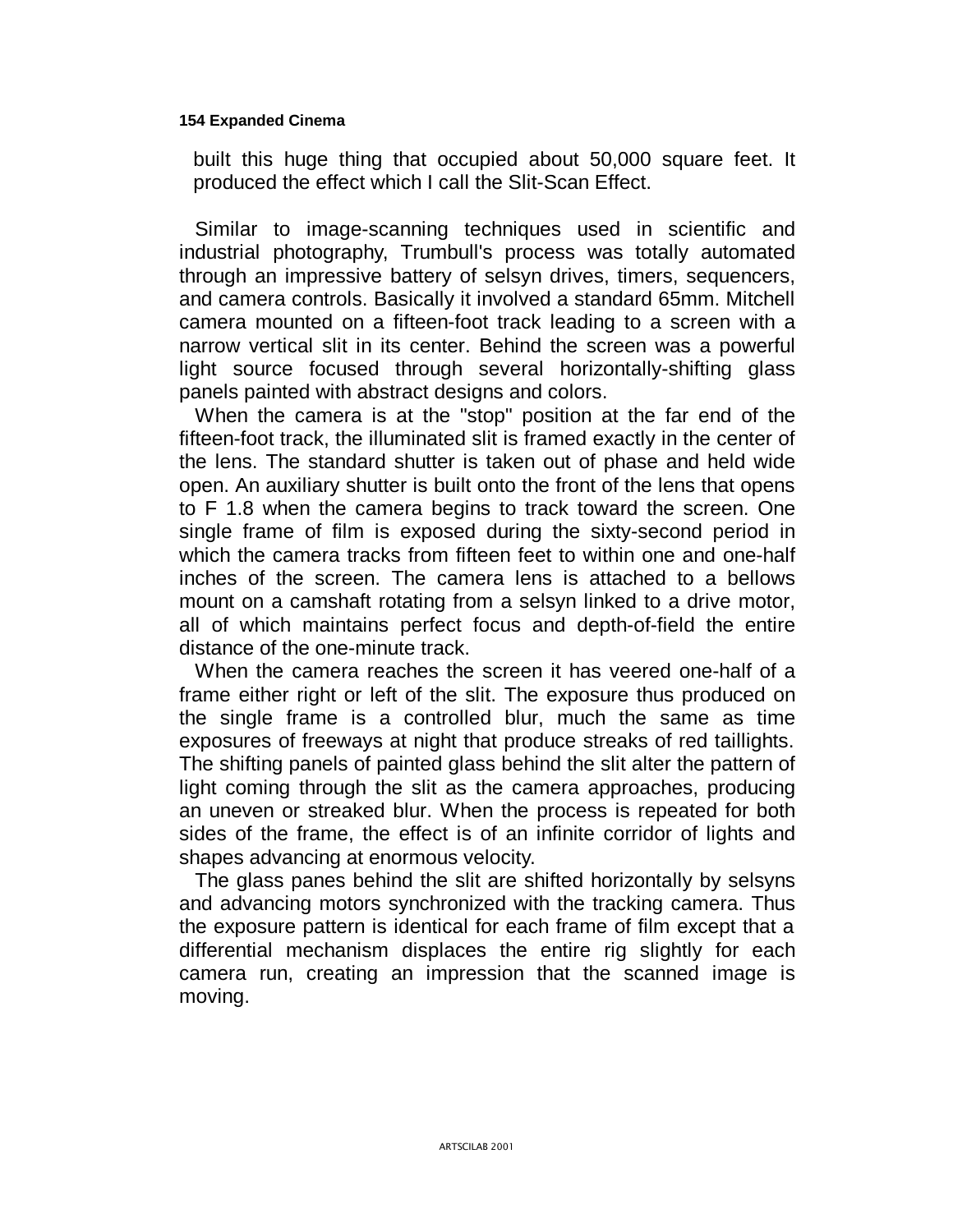built this huge thing that occupied about 50,000 square feet. It produced the effect which I call the Slit-Scan Effect.

Similar to image-scanning techniques used in scientific and industrial photography, Trumbull's process was totally automated through an impressive battery of selsyn drives, timers, sequencers, and camera controls. Basically it involved a standard 65mm. Mitchell camera mounted on a fifteen-foot track leading to a screen with a narrow vertical slit in its center. Behind the screen was a powerful light source focused through several horizontally-shifting glass panels painted with abstract designs and colors.

When the camera is at the "stop" position at the far end of the fifteen-foot track, the illuminated slit is framed exactly in the center of the lens. The standard shutter is taken out of phase and held wide open. An auxiliary shutter is built onto the front of the lens that opens to F 1.8 when the camera begins to track toward the screen. One single frame of film is exposed during the sixty-second period in which the camera tracks from fifteen feet to within one and one-half inches of the screen. The camera lens is attached to a bellows mount on a camshaft rotating from a selsyn linked to a drive motor, all of which maintains perfect focus and depth-of-field the entire distance of the one-minute track.

When the camera reaches the screen it has veered one-half of a frame either right or left of the slit. The exposure thus produced on the single frame is a controlled blur, much the same as time exposures of freeways at night that produce streaks of red taillights. The shifting panels of painted glass behind the slit alter the pattern of light coming through the slit as the camera approaches, producing an uneven or streaked blur. When the process is repeated for both sides of the frame, the effect is of an infinite corridor of lights and shapes advancing at enormous velocity.

The glass panes behind the slit are shifted horizontally by selsyns and advancing motors synchronized with the tracking camera. Thus the exposure pattern is identical for each frame of film except that a differential mechanism displaces the entire rig slightly for each camera run, creating an impression that the scanned image is moving.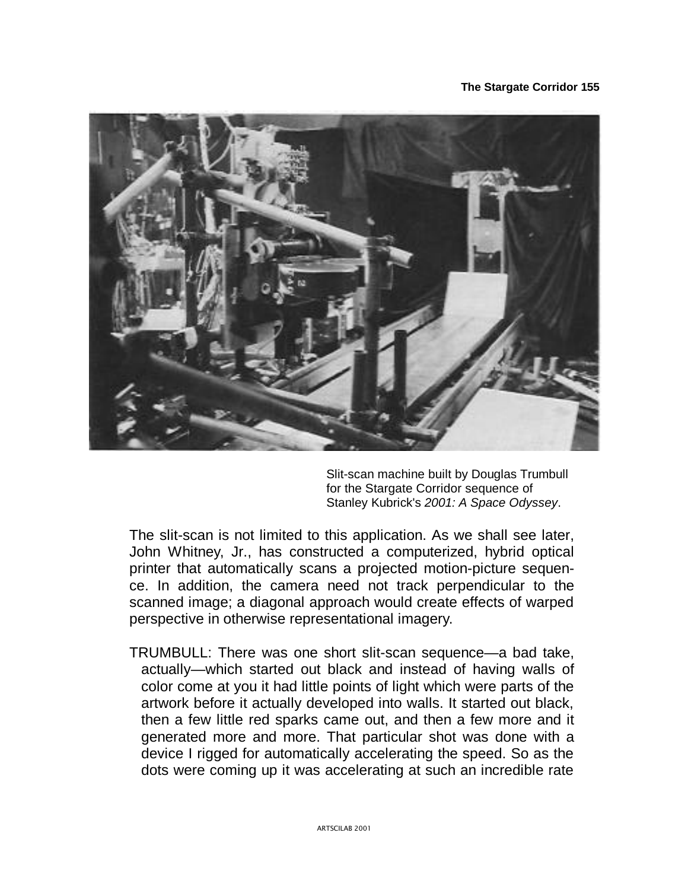Slit-scan machine built by Douglas Trumbull for the Stargate Corridor sequence of Stanley Kubrick's *2001: A Space Odyssey*.

The slit-scan is not limited to this application. As we shall see later, John Whitney, Jr., has constructed a computerized, hybrid optical printer that automatically scans a projected motion-picture sequence. In addition, the camera need not track perpendicular to the scanned image; a diagonal approach would create effects of warped perspective in otherwise representational imagery.

TRUMBULL: There was one short slit-scan sequence—a bad take, actually—which started out black and instead of having walls of color come at you it had little points of light which were parts of the artwork before it actually developed into walls. It started out black, then a few little red sparks came out, and then a few more and it generated more and more. That particular shot was done with a device I rigged for automatically accelerating the speed. So as the dots were coming up it was accelerating at such an incredible rate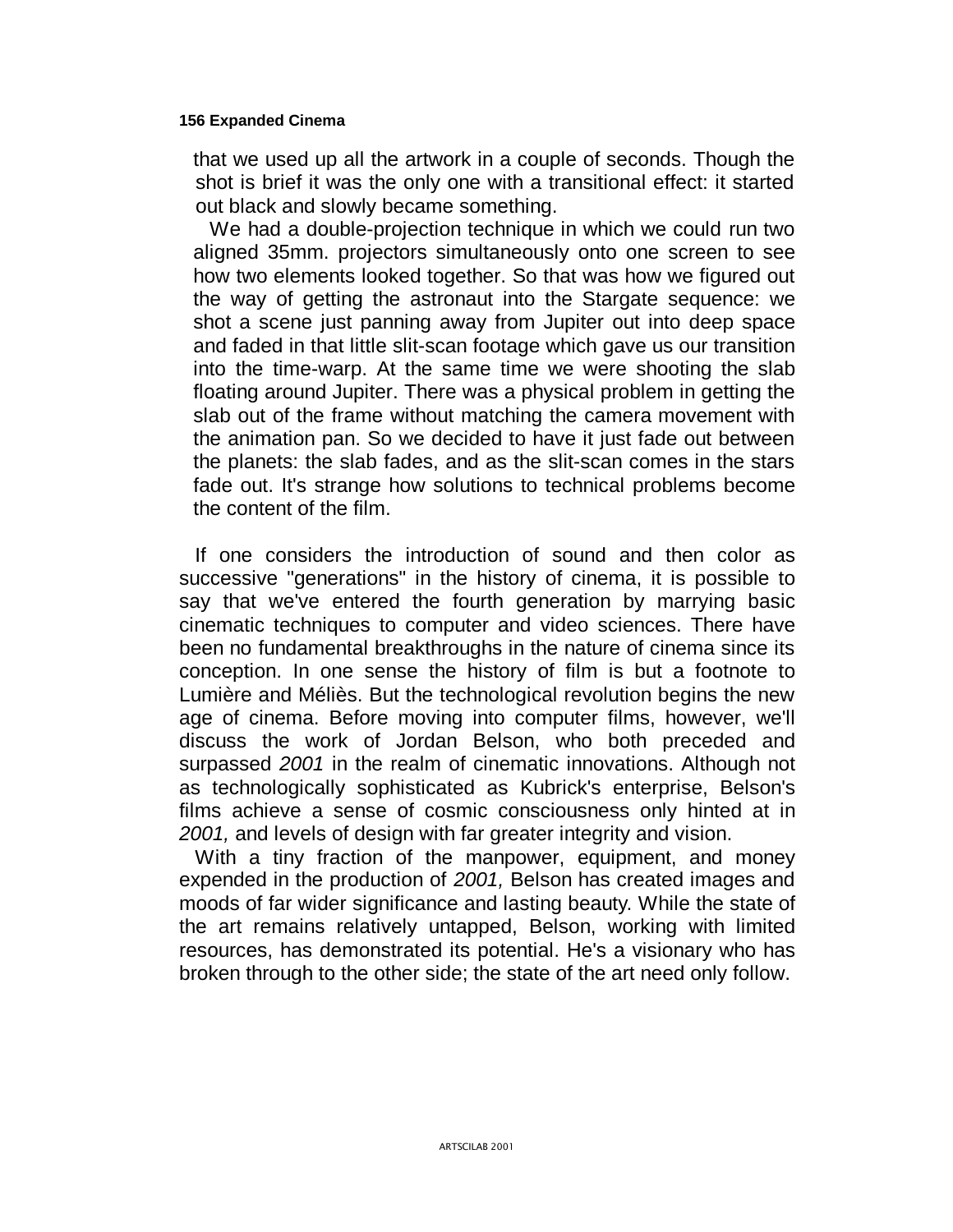that we used up all the artwork in a couple of seconds. Though the shot is brief it was the only one with a transitional effect: it started out black and slowly became something.

We had a double-projection technique in which we could run two aligned 35mm. projectors simultaneously onto one screen to see how two elements looked together. So that was how we figured out the way of getting the astronaut into the Stargate sequence: we shot a scene just panning away from Jupiter out into deep space and faded in that little slit-scan footage which gave us our transition into the time-warp. At the same time we were shooting the slab floating around Jupiter. There was a physical problem in getting the slab out of the frame without matching the camera movement with the animation pan. So we decided to have it just fade out between the planets: the slab fades, and as the slit-scan comes in the stars fade out. It's strange how solutions to technical problems become the content of the film.

If one considers the introduction of sound and then color as successive "generations" in the history of cinema, it is possible to say that we've entered the fourth generation by marrying basic cinematic techniques to computer and video sciences. There have been no fundamental breakthroughs in the nature of cinema since its conception. In one sense the history of film is but a footnote to Lumière and Méliès. But the technological revolution begins the new age of cinema. Before moving into computer films, however, we'll discuss the work of Jordan Belson, who both preceded and surpassed *2001* in the realm of cinematic innovations. Although not as technologically sophisticated as Kubrick's enterprise, Belson's films achieve a sense of cosmic consciousness only hinted at in *2001,* and levels of design with far greater integrity and vision.

With a tiny fraction of the manpower, equipment, and money expended in the production of *2001,* Belson has created images and moods of far wider significance and lasting beauty. While the state of the art remains relatively untapped, Belson, working with limited resources, has demonstrated its potential. He's a visionary who has broken through to the other side; the state of the art need only follow.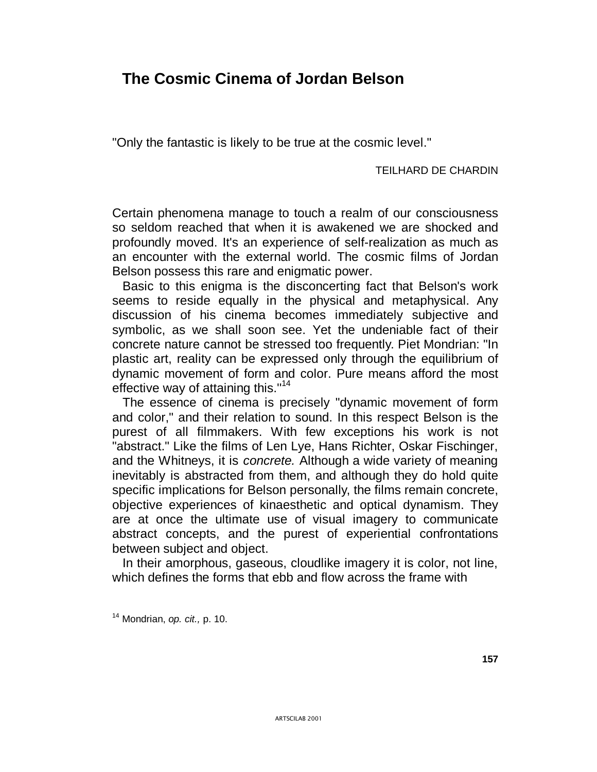# The Cosmic Cinema of Jordan Belson

"Only the fantastic is likely to be true at the cosmic level."

TEILHARD DE CHARDIN

Certain phenomena manage to touch a realm of our consciousness so seldom reached that when it is awakened we are shocked and profoundly moved. It's an experience of self-realization as much as an encounter with the external world. The cosmic films of Jordan Belson possess this rare and enigmatic power.

Basic to this enigma is the disconcerting fact that Belson's work seems to reside equally in the physical and metaphysical. Any discussion of his cinema becomes immediately subjective and symbolic, as we shall soon see. Yet the undeniable fact of their concrete nature cannot be stressed too frequently. Piet Mondrian: "In plastic art, reality can be expressed only through the equilibrium of dynamic movement of form and color. Pure means afford the most effective way of attaining this."[14]

The essence of cinema is precisely "dynamic movement of form and color," and their relation to sound. In this respect Belson is the purest of all filmmakers. With few exceptions his work is not "abstract." Like the films of Len Lye, Hans Richter, Oskar Fischinger, and the Whitneys, it is *concrete.* Although a wide variety of meaning inevitably is abstracted from them, and although they do hold quite specific implications for Belson personally, the films remain concrete, objective experiences of kinaesthetic and optical dynamism. They are at once the ultimate use of visual imagery to communicate abstract concepts, and the purest of experiential confrontations between subject and object.

In their amorphous, gaseous, cloudlike imagery it is color, not line, which defines the forms that ebb and flow across the frame with

[14] Mondrian, *op. cit.,* p. 10.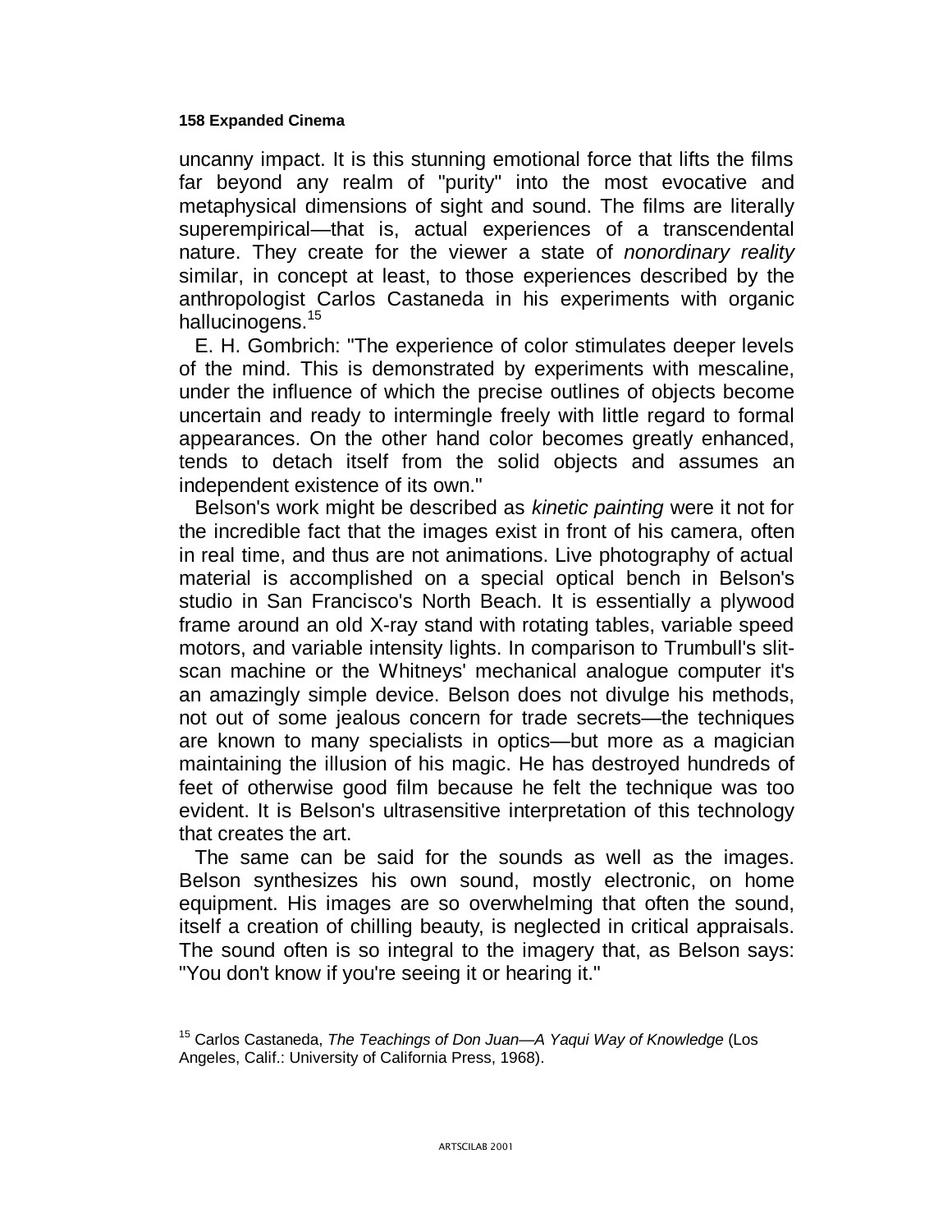uncanny impact. It is this stunning emotional force that lifts the films far beyond any realm of "purity" into the most evocative and metaphysical dimensions of sight and sound. The films are literally superempirical—that is, actual experiences of a transcendental nature. They create for the viewer a state of *nonordinary reality* similar, in concept at least, to those experiences described by the anthropologist Carlos Castaneda in his experiments with organic hallucinogens.[15]

E. H. Gombrich: "The experience of color stimulates deeper levels of the mind. This is demonstrated by experiments with mescaline, under the influence of which the precise outlines of objects become uncertain and ready to intermingle freely with little regard to formal appearances. On the other hand color becomes greatly enhanced, tends to detach itself from the solid objects and assumes an independent existence of its own."

Belson's work might be described as *kinetic painting* were it not for the incredible fact that the images exist in front of his camera, often in real time, and thus are not animations. Live photography of actual material is accomplished on a special optical bench in Belson's studio in San Francisco's North Beach. It is essentially a plywood frame around an old X-ray stand with rotating tables, variable speed motors, and variable intensity lights. In comparison to Trumbull's slit-scan machine or the Whitneys' mechanical analogue computer it's an amazingly simple device. Belson does not divulge his methods, not out of some jealous concern for trade secrets—the techniques are known to many specialists in optics—but more as a magician maintaining the illusion of his magic. He has destroyed hundreds of feet of otherwise good film because he felt the technique was too evident. It is Belson's ultrasensitive interpretation of this technology that creates the art.

The same can be said for the sounds as well as the images. Belson synthesizes his own sound, mostly electronic, on home equipment. His images are so overwhelming that often the sound, itself a creation of chilling beauty, is neglected in critical appraisals. The sound often is so integral to the imagery that, as Belson says: "You don't know if you're seeing it or hearing it."

[15] Carlos Castaneda, *The Teachings of Don Juan—A Yaqui Way of Knowledge* (Los Angeles, Calif.: University of California Press, 1968).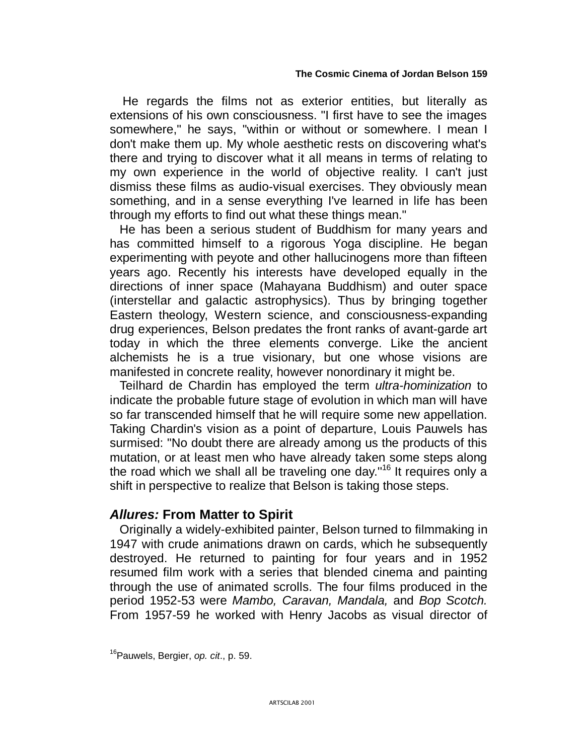He regards the films not as exterior entities, but literally as extensions of his own consciousness. "I first have to see the images somewhere," he says, "within or without or somewhere. I mean I don't make them up. My whole aesthetic rests on discovering what's there and trying to discover what it all means in terms of relating to my own experience in the world of objective reality. I can't just dismiss these films as audio-visual exercises. They obviously mean something, and in a sense everything I've learned in life has been through my efforts to find out what these things mean."

He has been a serious student of Buddhism for many years and has committed himself to a rigorous Yoga discipline. He began experimenting with peyote and other hallucinogens more than fifteen years ago. Recently his interests have developed equally in the directions of inner space (Mahayana Buddhism) and outer space (interstellar and galactic astrophysics). Thus by bringing together Eastern theology, Western science, and consciousness-expanding drug experiences, Belson predates the front ranks of avant-garde art today in which the three elements converge. Like the ancient alchemists he is a true visionary, but one whose visions are manifested in concrete reality, however nonordinary it might be.

Teilhard de Chardin has employed the term *ultra-hominization* to indicate the probable future stage of evolution in which man will have so far transcended himself that he will require some new appellation. Taking Chardin's vision as a point of departure, Louis Pauwels has surmised: "No doubt there are already among us the products of this mutation, or at least men who have already taken some steps along the road which we shall all be traveling one day."[16] It requires only a shift in perspective to realize that Belson is taking those steps.

## ***Allures:*** **From Matter to Spirit**

Originally a widely-exhibited painter, Belson turned to filmmaking in 1947 with crude animations drawn on cards, which he subsequently destroyed. He returned to painting for four years and in 1952 resumed film work with a series that blended cinema and painting through the use of animated scrolls. The four films produced in the period 1952-53 were *Mambo, Caravan, Mandala,* and *Bop Scotch.* From 1957-59 he worked with Henry Jacobs as visual director of

[16]Pauwels, Bergier, *op. cit*., p. 59.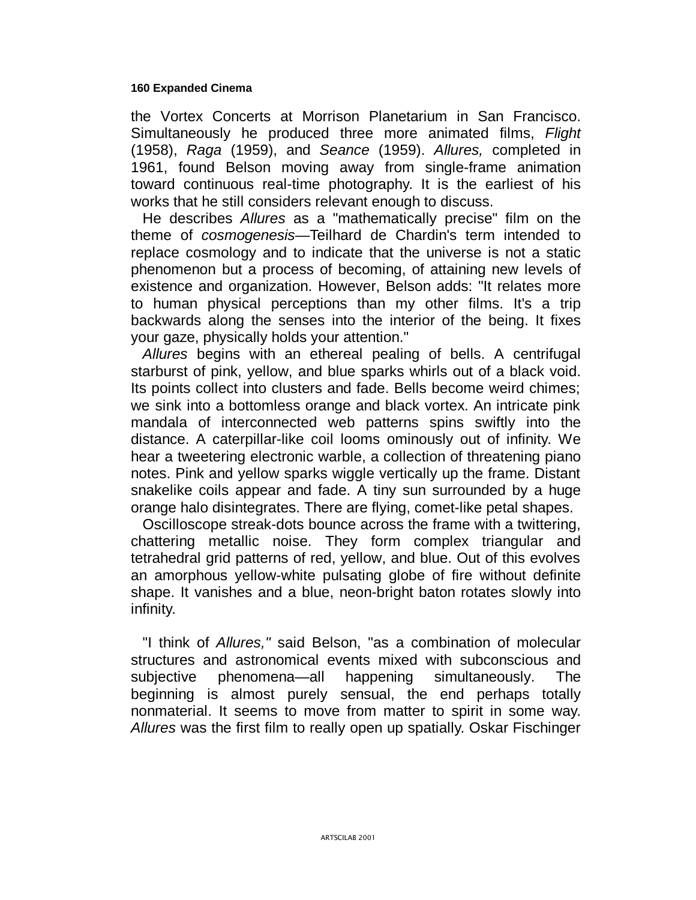the Vortex Concerts at Morrison Planetarium in San Francisco. Simultaneously he produced three more animated films, *Flight* (1958), *Raga* (1959), and *Seance* (1959). *Allures,* completed in 1961, found Belson moving away from single-frame animation toward continuous real-time photography. It is the earliest of his works that he still considers relevant enough to discuss.

He describes *Allures* as a "mathematically precise" film on the theme of *cosmogenesis*—Teilhard de Chardin's term intended to replace cosmology and to indicate that the universe is not a static phenomenon but a process of becoming, of attaining new levels of existence and organization. However, Belson adds: "It relates more to human physical perceptions than my other films. It's a trip backwards along the senses into the interior of the being. It fixes your gaze, physically holds your attention."

*Allures* begins with an ethereal pealing of bells. A centrifugal starburst of pink, yellow, and blue sparks whirls out of a black void. Its points collect into clusters and fade. Bells become weird chimes; we sink into a bottomless orange and black vortex. An intricate pink mandala of interconnected web patterns spins swiftly into the distance. A caterpillar-like coil looms ominously out of infinity. We hear a tweetering electronic warble, a collection of threatening piano notes. Pink and yellow sparks wiggle vertically up the frame. Distant snakelike coils appear and fade. A tiny sun surrounded by a huge orange halo disintegrates. There are flying, comet-like petal shapes.

Oscilloscope streak-dots bounce across the frame with a twittering, chattering metallic noise. They form complex triangular and tetrahedral grid patterns of red, yellow, and blue. Out of this evolves an amorphous yellow-white pulsating globe of fire without definite shape. It vanishes and a blue, neon-bright baton rotates slowly into infinity.

"I think of *Allures,"* said Belson, "as a combination of molecular structures and astronomical events mixed with subconscious and subjective phenomena—all happening simultaneously. The beginning is almost purely sensual, the end perhaps totally nonmaterial. It seems to move from matter to spirit in some way. *Allures* was the first film to really open up spatially. Oskar Fischinger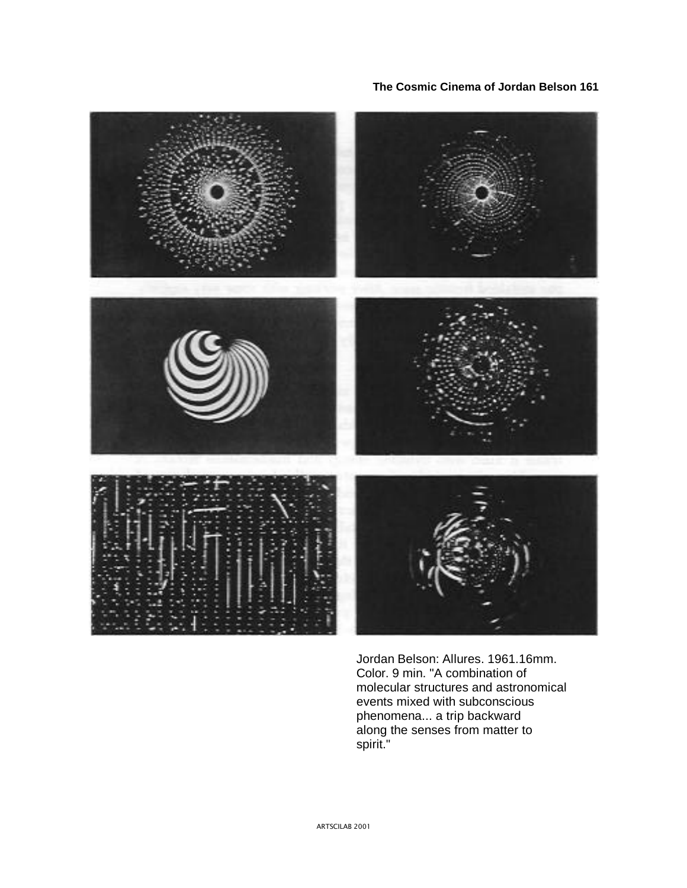Jordan Belson: Allures. 1961.16mm. Color. 9 min. "A combination of molecular structures and astronomical events mixed with subconscious phenomena... a trip backward along the senses from matter to spirit."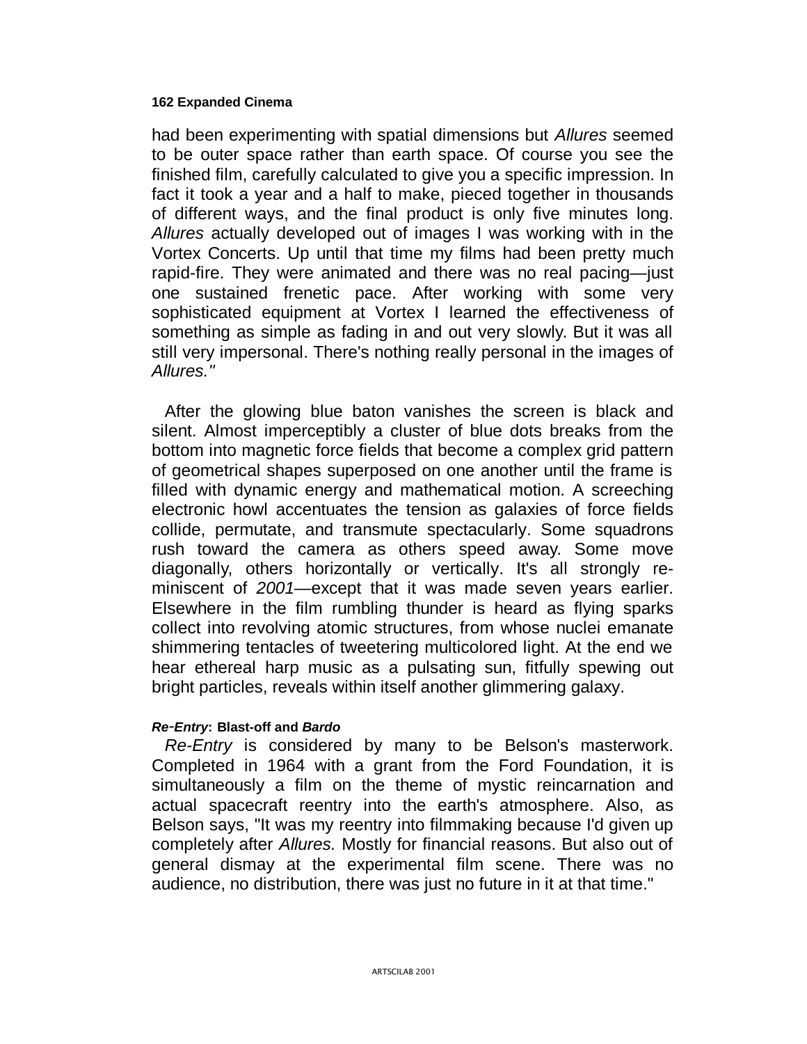had been experimenting with spatial dimensions but *Allures* seemed to be outer space rather than earth space. Of course you see the finished film, carefully calculated to give you a specific impression. In fact it took a year and a half to make, pieced together in thousands of different ways, and the final product is only five minutes long. *Allures* actually developed out of images I was working with in the Vortex Concerts. Up until that time my films had been pretty much rapid-fire. They were animated and there was no real pacing—just one sustained frenetic pace. After working with some very sophisticated equipment at Vortex I learned the effectiveness of something as simple as fading in and out very slowly. But it was all still very impersonal. There's nothing really personal in the images of *Allures."*

After the glowing blue baton vanishes the screen is black and silent. Almost imperceptibly a cluster of blue dots breaks from the bottom into magnetic force fields that become a complex grid pattern of geometrical shapes superposed on one another until the frame is filled with dynamic energy and mathematical motion. A screeching electronic howl accentuates the tension as galaxies of force fields collide, permutate, and transmute spectacularly. Some squadrons rush toward the camera as others speed away. Some move diagonally, others horizontally or vertically. It's all strongly reminiscent of *2001*—except that it was made seven years earlier. Elsewhere in the film rumbling thunder is heard as flying sparks collect into revolving atomic structures, from whose nuclei emanate shimmering tentacles of tweetering multicolored light. At the end we hear ethereal harp music as a pulsating sun, fitfully spewing out bright particles, reveals within itself another glimmering galaxy.

#### *Re-Entry*: Blast-off and *Bardo*

*Re-Entry* is considered by many to be Belson's masterwork. Completed in 1964 with a grant from the Ford Foundation, it is simultaneously a film on the theme of mystic reincarnation and actual spacecraft reentry into the earth's atmosphere. Also, as Belson says, "It was my reentry into filmmaking because I'd given up completely after *Allures.* Mostly for financial reasons. But also out of general dismay at the experimental film scene. There was no audience, no distribution, there was just no future in it at that time."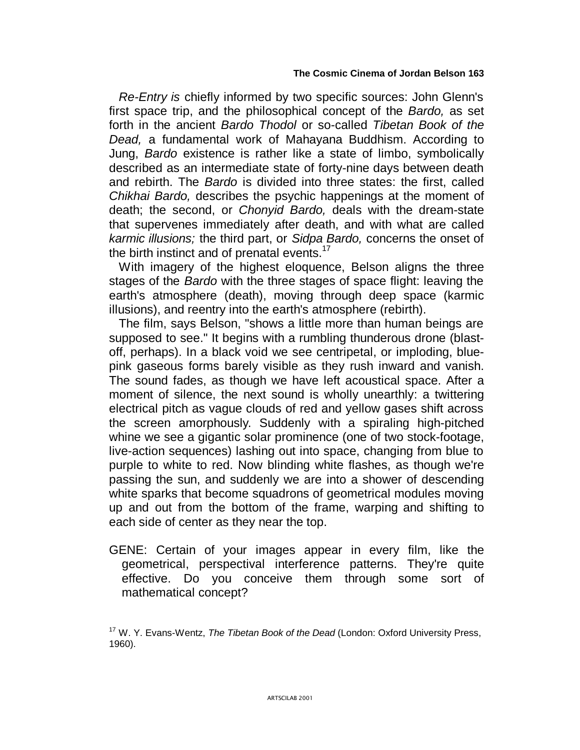*Re-Entry is* chiefly informed by two specific sources: John Glenn's first space trip, and the philosophical concept of the *Bardo,* as set forth in the ancient *Bardo Thodol* or so-called *Tibetan Book of the Dead,* a fundamental work of Mahayana Buddhism. According to Jung, *Bardo* existence is rather like a state of limbo, symbolically described as an intermediate state of forty-nine days between death and rebirth. The *Bardo* is divided into three states: the first, called *Chikhai Bardo,* describes the psychic happenings at the moment of death; the second, or *Chonyid Bardo,* deals with the dream-state that supervenes immediately after death, and with what are called *karmic illusions;* the third part, or *Sidpa Bardo,* concerns the onset of the birth instinct and of prenatal events.[17]

With imagery of the highest eloquence, Belson aligns the three stages of the *Bardo* with the three stages of space flight: leaving the earth's atmosphere (death), moving through deep space (karmic illusions), and reentry into the earth's atmosphere (rebirth).

The film, says Belson, "shows a little more than human beings are supposed to see." It begins with a rumbling thunderous drone (blast-off, perhaps). In a black void we see centripetal, or imploding, blue-pink gaseous forms barely visible as they rush inward and vanish. The sound fades, as though we have left acoustical space. After a moment of silence, the next sound is wholly unearthly: a twittering electrical pitch as vague clouds of red and yellow gases shift across the screen amorphously. Suddenly with a spiraling high-pitched whine we see a gigantic solar prominence (one of two stock-footage, live-action sequences) lashing out into space, changing from blue to purple to white to red. Now blinding white flashes, as though we're passing the sun, and suddenly we are into a shower of descending white sparks that become squadrons of geometrical modules moving up and out from the bottom of the frame, warping and shifting to each side of center as they near the top.

GENE: Certain of your images appear in every film, like the geometrical, perspectival interference patterns. They're quite effective. Do you conceive them through some sort of mathematical concept?

[17] W. Y. Evans-Wentz, *The Tibetan Book of the Dead* (London: Oxford University Press, 1960).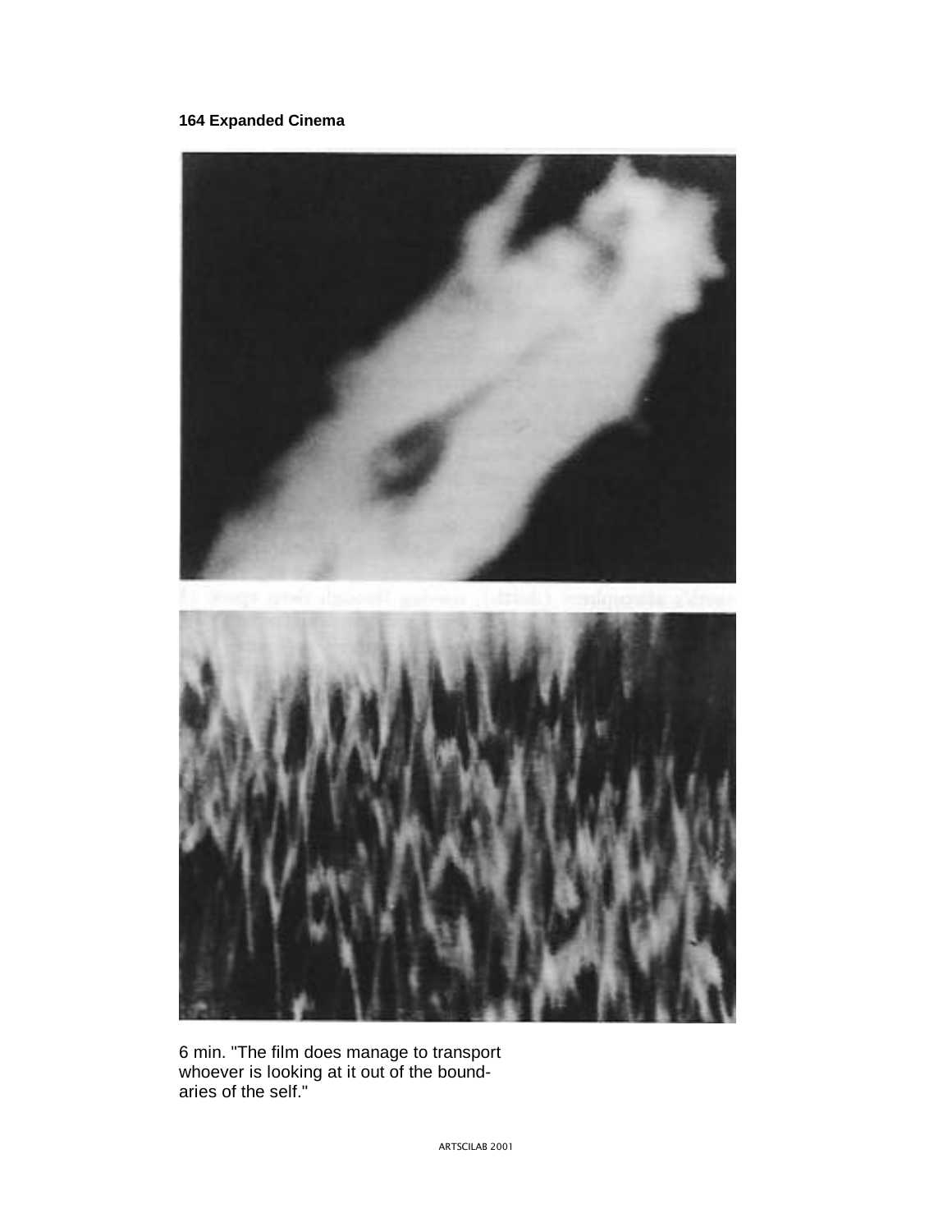6 min. "The film does manage to transport whoever is looking at it out of the boundaries of the self."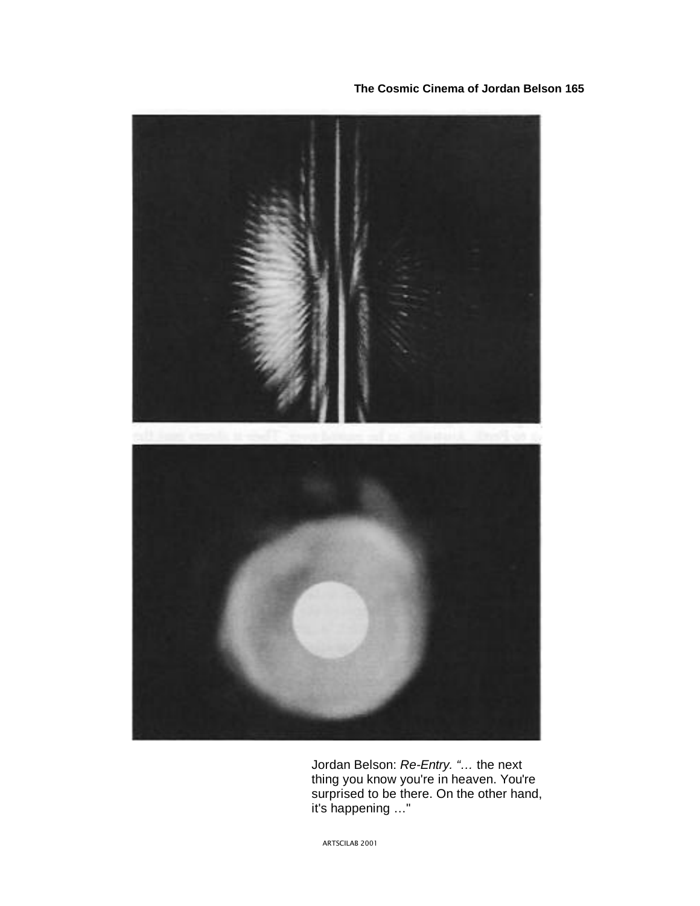Jordan Belson: *Re-Entry. "…* the next thing you know you're in heaven. You're surprised to be there. On the other hand, it's happening …"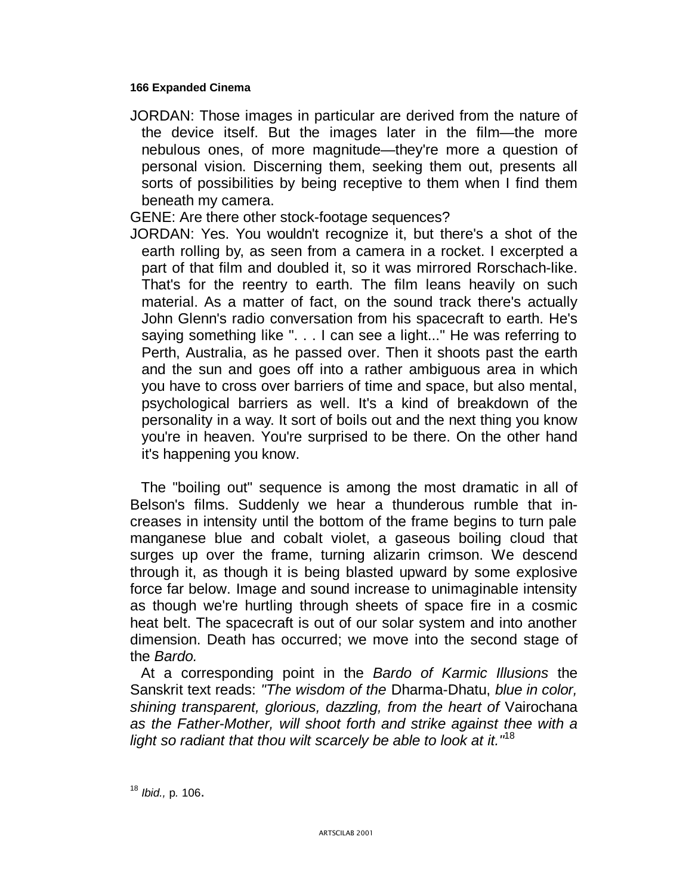JORDAN: Those images in particular are derived from the nature of the device itself. But the images later in the film—the more nebulous ones, of more magnitude—they're more a question of personal vision. Discerning them, seeking them out, presents all sorts of possibilities by being receptive to them when I find them beneath my camera.

GENE: Are there other stock-footage sequences?

JORDAN: Yes. You wouldn't recognize it, but there's a shot of the earth rolling by, as seen from a camera in a rocket. I excerpted a part of that film and doubled it, so it was mirrored Rorschach-like. That's for the reentry to earth. The film leans heavily on such material. As a matter of fact, on the sound track there's actually John Glenn's radio conversation from his spacecraft to earth. He's saying something like ". . . I can see a light..." He was referring to Perth, Australia, as he passed over. Then it shoots past the earth and the sun and goes off into a rather ambiguous area in which you have to cross over barriers of time and space, but also mental, psychological barriers as well. It's a kind of breakdown of the personality in a way. It sort of boils out and the next thing you know you're in heaven. You're surprised to be there. On the other hand it's happening you know.

The "boiling out" sequence is among the most dramatic in all of Belson's films. Suddenly we hear a thunderous rumble that increases in intensity until the bottom of the frame begins to turn pale manganese blue and cobalt violet, a gaseous boiling cloud that surges up over the frame, turning alizarin crimson. We descend through it, as though it is being blasted upward by some explosive force far below. Image and sound increase to unimaginable intensity as though we're hurtling through sheets of space fire in a cosmic heat belt. The spacecraft is out of our solar system and into another dimension. Death has occurred; we move into the second stage of the *Bardo.*

At a corresponding point in the *Bardo of Karmic Illusions* the Sanskrit text reads: *"The wisdom of the* Dharma-Dhatu, *blue in color, shining transparent, glorious, dazzling, from the heart of* Vairochana *as the Father-Mother, will shoot forth and strike against thee with a light so radiant that thou wilt scarcely be able to look at it."*[18]

[18] *Ibid.,* p. 106.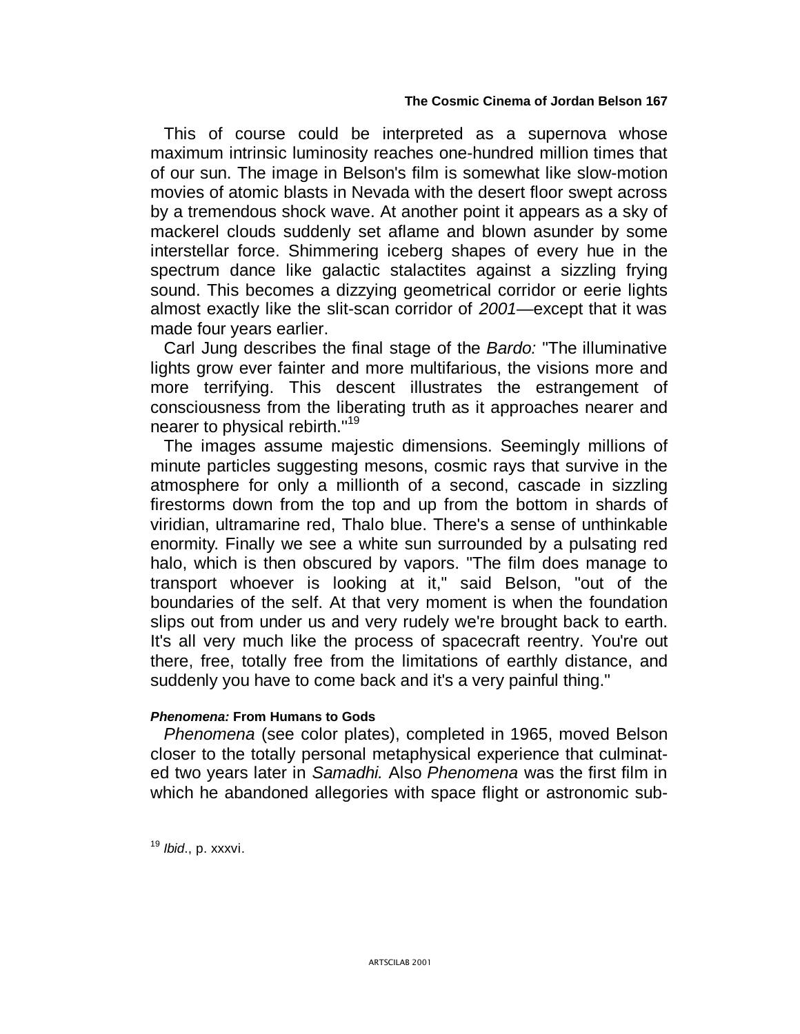This of course could be interpreted as a supernova whose maximum intrinsic luminosity reaches one-hundred million times that of our sun. The image in Belson's film is somewhat like slow-motion movies of atomic blasts in Nevada with the desert floor swept across by a tremendous shock wave. At another point it appears as a sky of mackerel clouds suddenly set aflame and blown asunder by some interstellar force. Shimmering iceberg shapes of every hue in the spectrum dance like galactic stalactites against a sizzling frying sound. This becomes a dizzying geometrical corridor or eerie lights almost exactly like the slit-scan corridor of *2001*—except that it was made four years earlier.

Carl Jung describes the final stage of the *Bardo:* "The illuminative lights grow ever fainter and more multifarious, the visions more and more terrifying. This descent illustrates the estrangement of consciousness from the liberating truth as it approaches nearer and nearer to physical rebirth."[19]

The images assume majestic dimensions. Seemingly millions of minute particles suggesting mesons, cosmic rays that survive in the atmosphere for only a millionth of a second, cascade in sizzling firestorms down from the top and up from the bottom in shards of viridian, ultramarine red, Thalo blue. There's a sense of unthinkable enormity. Finally we see a white sun surrounded by a pulsating red halo, which is then obscured by vapors. "The film does manage to transport whoever is looking at it," said Belson, "out of the boundaries of the self. At that very moment is when the foundation slips out from under us and very rudely we're brought back to earth. It's all very much like the process of spacecraft reentry. You're out there, free, totally free from the limitations of earthly distance, and suddenly you have to come back and it's a very painful thing."

#### ***Phenomena:*** **From Humans to Gods**

*Phenomena* (see color plates), completed in 1965, moved Belson closer to the totally personal metaphysical experience that culminated two years later in *Samadhi.* Also *Phenomena* was the first film in which he abandoned allegories with space flight or astronomic sub-

[19] *Ibid*., p. xxxvi.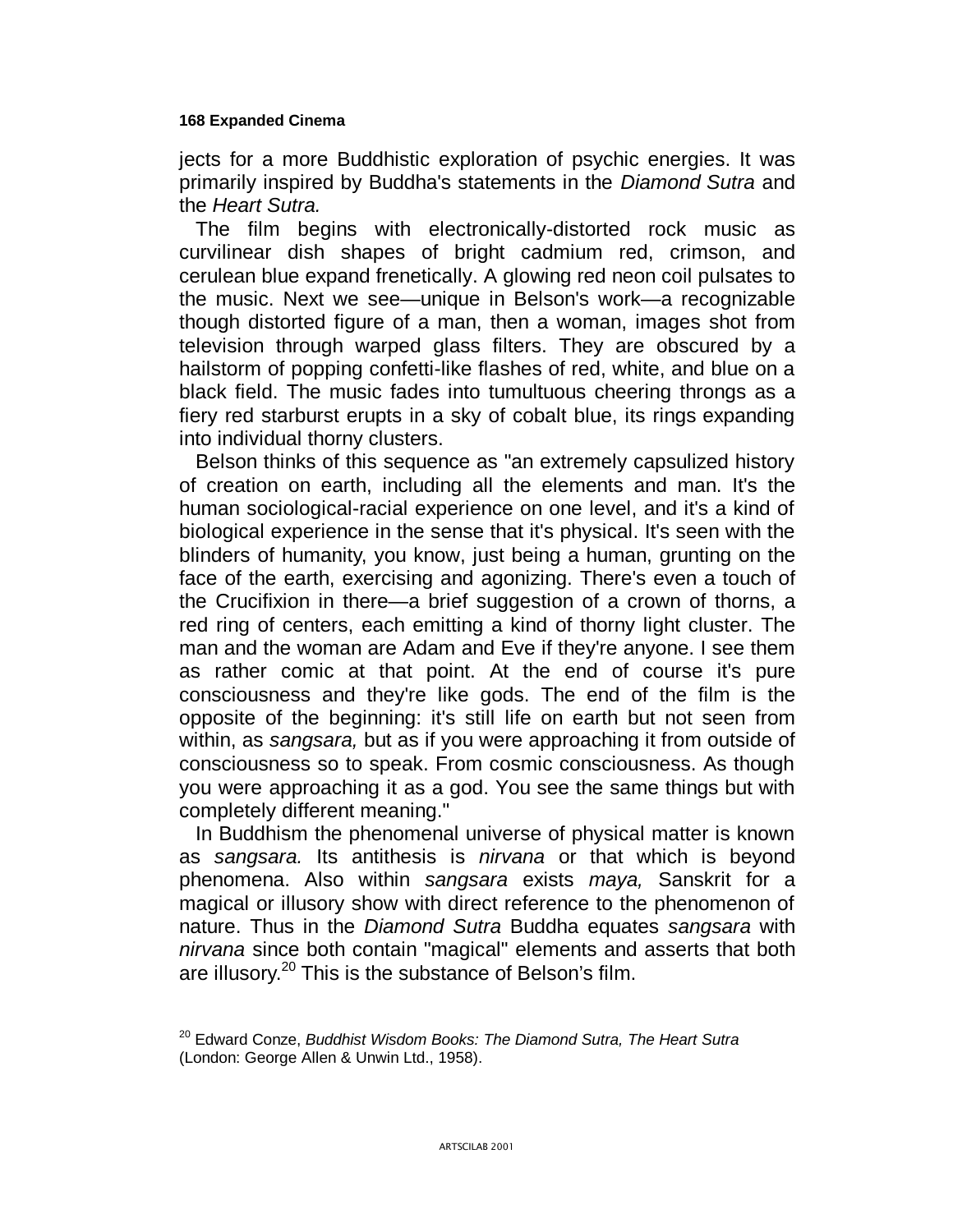jects for a more Buddhistic exploration of psychic energies. It was primarily inspired by Buddha's statements in the *Diamond Sutra* and the *Heart Sutra.*

The film begins with electronically-distorted rock music as curvilinear dish shapes of bright cadmium red, crimson, and cerulean blue expand frenetically. A glowing red neon coil pulsates to the music. Next we see—unique in Belson's work—a recognizable though distorted figure of a man, then a woman, images shot from television through warped glass filters. They are obscured by a hailstorm of popping confetti-like flashes of red, white, and blue on a black field. The music fades into tumultuous cheering throngs as a fiery red starburst erupts in a sky of cobalt blue, its rings expanding into individual thorny clusters.

Belson thinks of this sequence as "an extremely capsulized history of creation on earth, including all the elements and man. It's the human sociological-racial experience on one level, and it's a kind of biological experience in the sense that it's physical. It's seen with the blinders of humanity, you know, just being a human, grunting on the face of the earth, exercising and agonizing. There's even a touch of the Crucifixion in there—a brief suggestion of a crown of thorns, a red ring of centers, each emitting a kind of thorny light cluster. The man and the woman are Adam and Eve if they're anyone. I see them as rather comic at that point. At the end of course it's pure consciousness and they're like gods. The end of the film is the opposite of the beginning: it's still life on earth but not seen from within, as *sangsara,* but as if you were approaching it from outside of consciousness so to speak. From cosmic consciousness. As though you were approaching it as a god. You see the same things but with completely different meaning."

In Buddhism the phenomenal universe of physical matter is known as *sangsara.* Its antithesis is *nirvana* or that which is beyond phenomena. Also within *sangsara* exists *maya,* Sanskrit for a magical or illusory show with direct reference to the phenomenon of nature. Thus in the *Diamond Sutra* Buddha equates *sangsara* with *nirvana* since both contain "magical" elements and asserts that both are illusory.[20] This is the substance of Belson's film.

[20] Edward Conze, *Buddhist Wisdom Books: The Diamond Sutra, The Heart Sutra* (London: George Allen & Unwin Ltd., 1958).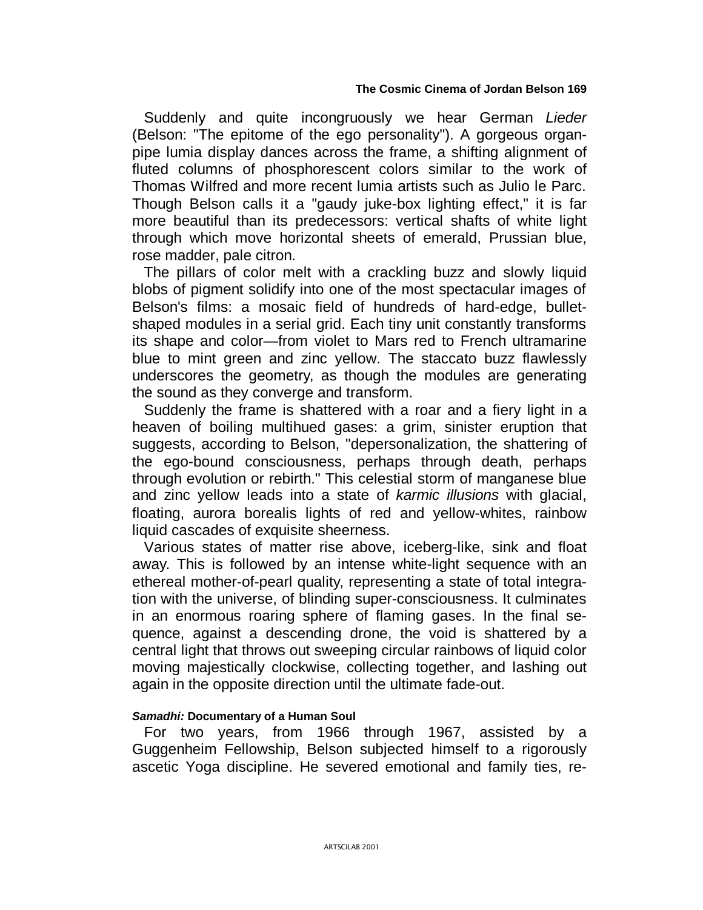Suddenly and quite incongruously we hear German *Lieder* (Belson: "The epitome of the ego personality"). A gorgeous organ-pipe lumia display dances across the frame, a shifting alignment of fluted columns of phosphorescent colors similar to the work of Thomas Wilfred and more recent lumia artists such as Julio le Parc. Though Belson calls it a "gaudy juke-box lighting effect," it is far more beautiful than its predecessors: vertical shafts of white light through which move horizontal sheets of emerald, Prussian blue, rose madder, pale citron.

The pillars of color melt with a crackling buzz and slowly liquid blobs of pigment solidify into one of the most spectacular images of Belson's films: a mosaic field of hundreds of hard-edge, bullet-shaped modules in a serial grid. Each tiny unit constantly transforms its shape and color—from violet to Mars red to French ultramarine blue to mint green and zinc yellow. The staccato buzz flawlessly underscores the geometry, as though the modules are generating the sound as they converge and transform.

Suddenly the frame is shattered with a roar and a fiery light in a heaven of boiling multihued gases: a grim, sinister eruption that suggests, according to Belson, "depersonalization, the shattering of the ego-bound consciousness, perhaps through death, perhaps through evolution or rebirth." This celestial storm of manganese blue and zinc yellow leads into a state of *karmic illusions* with glacial, floating, aurora borealis lights of red and yellow-whites, rainbow liquid cascades of exquisite sheerness.

Various states of matter rise above, iceberg-like, sink and float away. This is followed by an intense white-light sequence with an ethereal mother-of-pearl quality, representing a state of total integration with the universe, of blinding super-consciousness. It culminates in an enormous roaring sphere of flaming gases. In the final sequence, against a descending drone, the void is shattered by a central light that throws out sweeping circular rainbows of liquid color moving majestically clockwise, collecting together, and lashing out again in the opposite direction until the ultimate fade-out.

### ***Samadhi:*** **Documentary of a Human Soul**

For two years, from 1966 through 1967, assisted by a Guggenheim Fellowship, Belson subjected himself to a rigorously ascetic Yoga discipline. He severed emotional and family ties, re-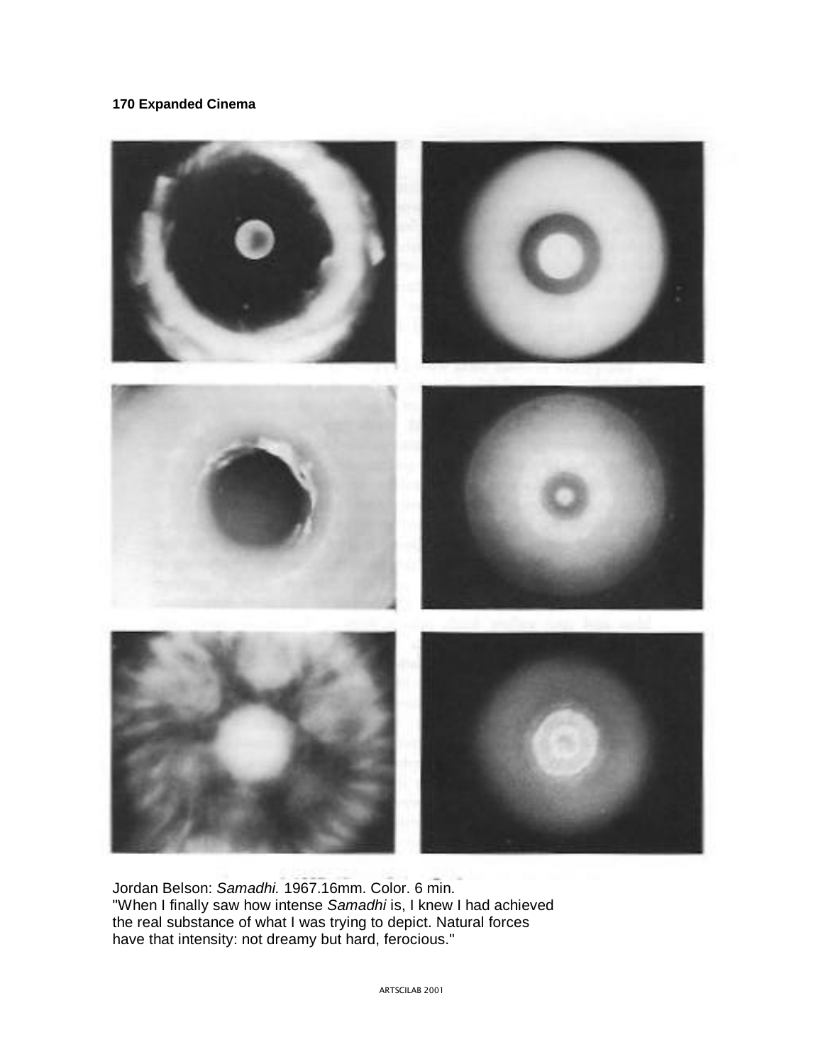Jordan Belson: *Samadhi.* 1967.16mm. Color. 6 min.
"When I finally saw how intense *Samadhi* is, I knew I had achieved the real substance of what I was trying to depict. Natural forces have that intensity: not dreamy but hard, ferocious."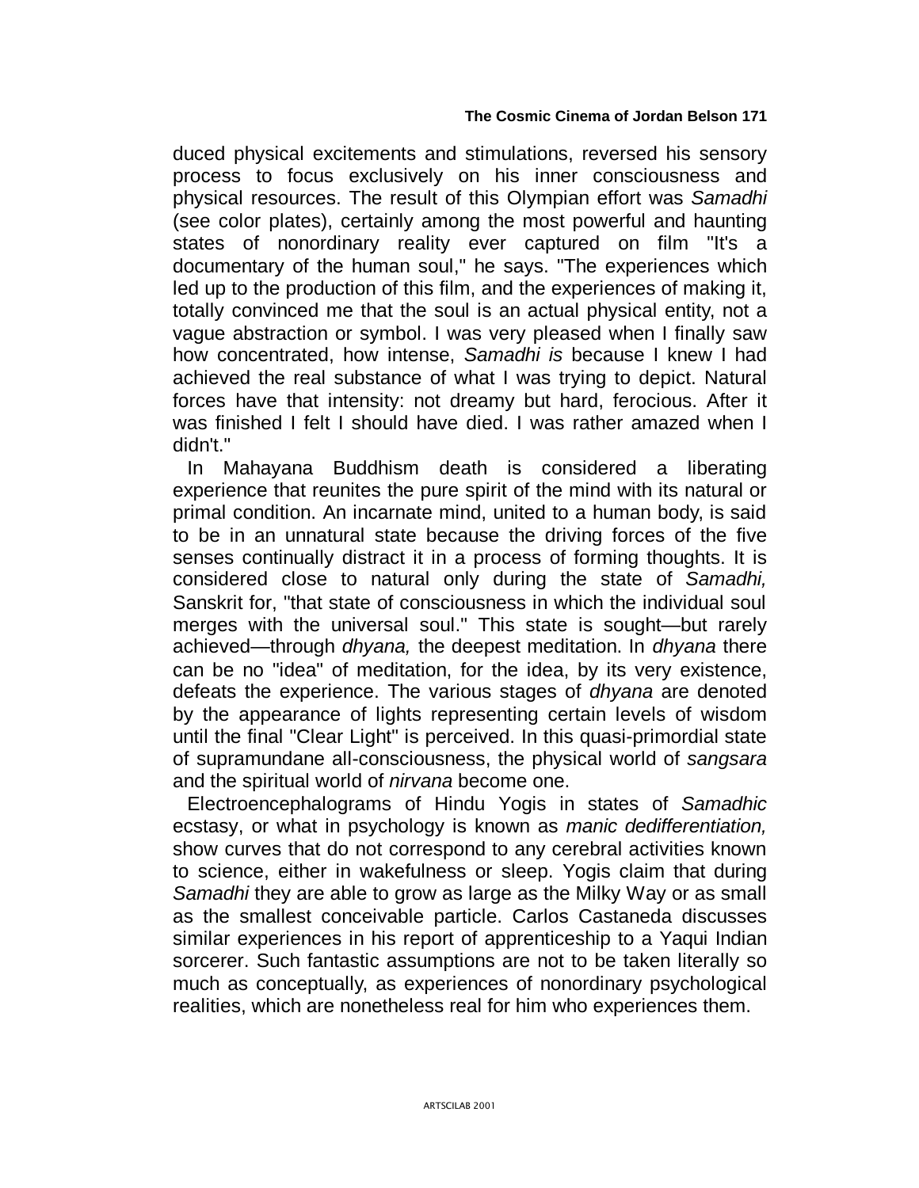duced physical excitements and stimulations, reversed his sensory process to focus exclusively on his inner consciousness and physical resources. The result of this Olympian effort was *Samadhi* (see color plates), certainly among the most powerful and haunting states of nonordinary reality ever captured on film "It's a documentary of the human soul," he says. "The experiences which led up to the production of this film, and the experiences of making it, totally convinced me that the soul is an actual physical entity, not a vague abstraction or symbol. I was very pleased when I finally saw how concentrated, how intense, *Samadhi is* because I knew I had achieved the real substance of what I was trying to depict. Natural forces have that intensity: not dreamy but hard, ferocious. After it was finished I felt I should have died. I was rather amazed when I didn't."

In Mahayana Buddhism death is considered a liberating experience that reunites the pure spirit of the mind with its natural or primal condition. An incarnate mind, united to a human body, is said to be in an unnatural state because the driving forces of the five senses continually distract it in a process of forming thoughts. It is considered close to natural only during the state of *Samadhi,* Sanskrit for, "that state of consciousness in which the individual soul merges with the universal soul." This state is sought—but rarely achieved—through *dhyana,* the deepest meditation. In *dhyana* there can be no "idea" of meditation, for the idea, by its very existence, defeats the experience. The various stages of *dhyana* are denoted by the appearance of lights representing certain levels of wisdom until the final "Clear Light" is perceived. In this quasi-primordial state of supramundane all-consciousness, the physical world of *sangsara* and the spiritual world of *nirvana* become one.

Electroencephalograms of Hindu Yogis in states of *Samadhic* ecstasy, or what in psychology is known as *manic dedifferentiation,* show curves that do not correspond to any cerebral activities known to science, either in wakefulness or sleep. Yogis claim that during *Samadhi* they are able to grow as large as the Milky Way or as small as the smallest conceivable particle. Carlos Castaneda discusses similar experiences in his report of apprenticeship to a Yaqui Indian sorcerer. Such fantastic assumptions are not to be taken literally so much as conceptually, as experiences of nonordinary psychological realities, which are nonetheless real for him who experiences them.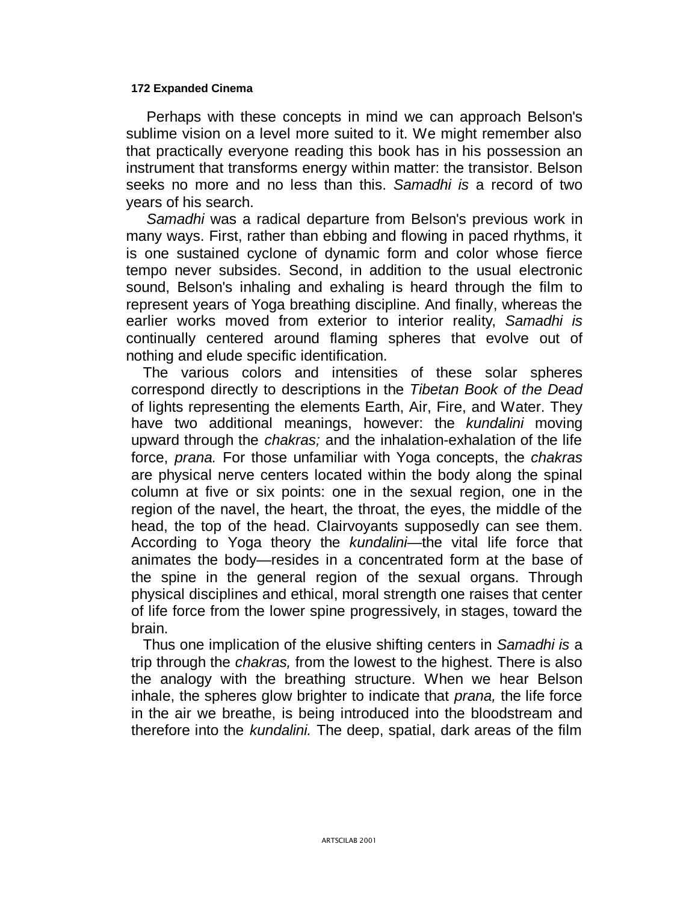Perhaps with these concepts in mind we can approach Belson's sublime vision on a level more suited to it. We might remember also that practically everyone reading this book has in his possession an instrument that transforms energy within matter: the transistor. Belson seeks no more and no less than this. *Samadhi is* a record of two years of his search.

*Samadhi* was a radical departure from Belson's previous work in many ways. First, rather than ebbing and flowing in paced rhythms, it is one sustained cyclone of dynamic form and color whose fierce tempo never subsides. Second, in addition to the usual electronic sound, Belson's inhaling and exhaling is heard through the film to represent years of Yoga breathing discipline. And finally, whereas the earlier works moved from exterior to interior reality, *Samadhi is* continually centered around flaming spheres that evolve out of nothing and elude specific identification.

The various colors and intensities of these solar spheres correspond directly to descriptions in the *Tibetan Book of the Dead* of lights representing the elements Earth, Air, Fire, and Water. They have two additional meanings, however: the *kundalini* moving upward through the *chakras;* and the inhalation-exhalation of the life force, *prana.* For those unfamiliar with Yoga concepts, the *chakras* are physical nerve centers located within the body along the spinal column at five or six points: one in the sexual region, one in the region of the navel, the heart, the throat, the eyes, the middle of the head, the top of the head. Clairvoyants supposedly can see them. According to Yoga theory the *kundalini*—the vital life force that animates the body—resides in a concentrated form at the base of the spine in the general region of the sexual organs. Through physical disciplines and ethical, moral strength one raises that center of life force from the lower spine progressively, in stages, toward the brain.

Thus one implication of the elusive shifting centers in *Samadhi is* a trip through the *chakras,* from the lowest to the highest. There is also the analogy with the breathing structure. When we hear Belson inhale, the spheres glow brighter to indicate that *prana,* the life force in the air we breathe, is being introduced into the bloodstream and therefore into the *kundalini.* The deep, spatial, dark areas of the film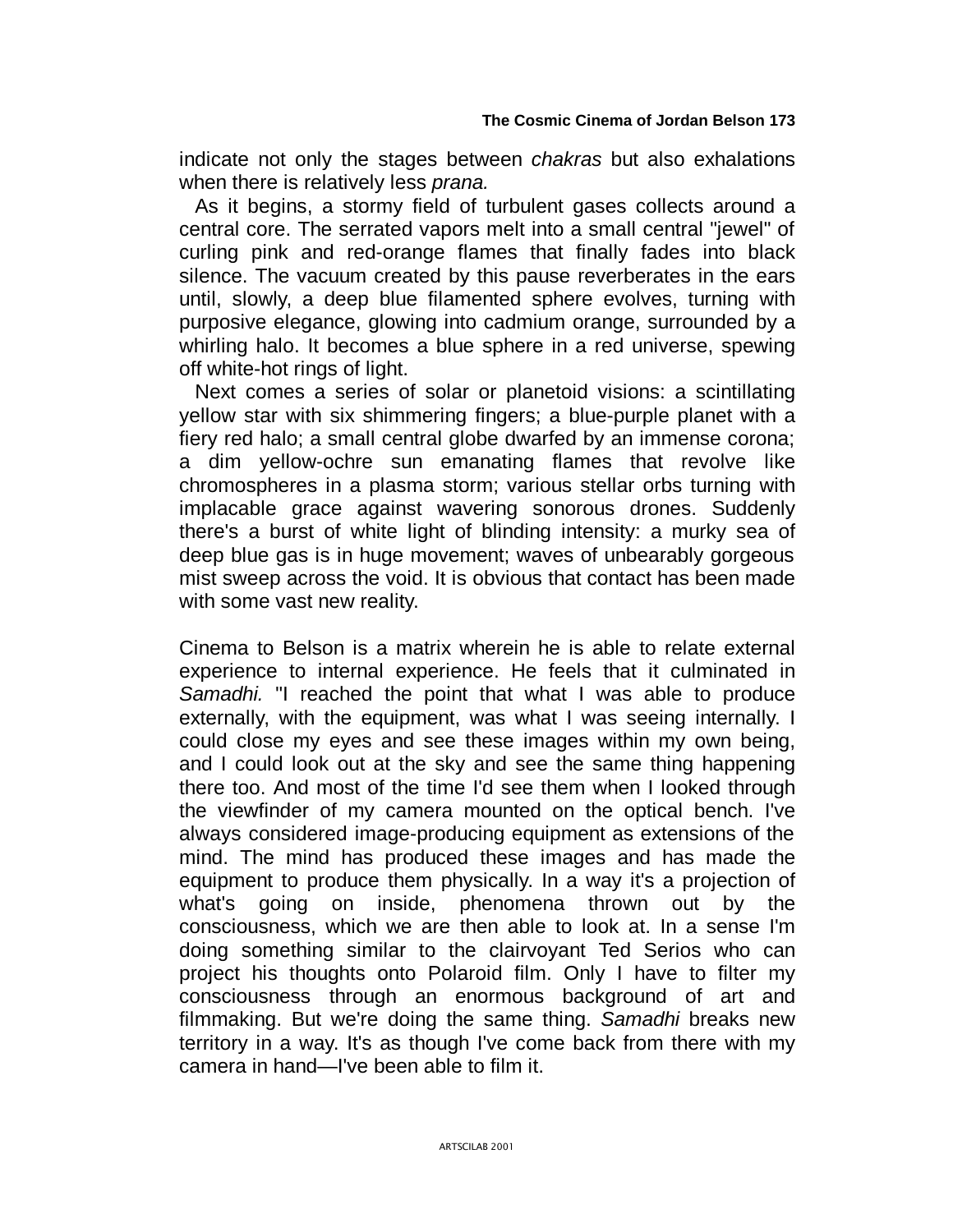indicate not only the stages between *chakras* but also exhalations when there is relatively less *prana.*

As it begins, a stormy field of turbulent gases collects around a central core. The serrated vapors melt into a small central "jewel" of curling pink and red-orange flames that finally fades into black silence. The vacuum created by this pause reverberates in the ears until, slowly, a deep blue filamented sphere evolves, turning with purposive elegance, glowing into cadmium orange, surrounded by a whirling halo. It becomes a blue sphere in a red universe, spewing off white-hot rings of light.

Next comes a series of solar or planetoid visions: a scintillating yellow star with six shimmering fingers; a blue-purple planet with a fiery red halo; a small central globe dwarfed by an immense corona; a dim yellow-ochre sun emanating flames that revolve like chromospheres in a plasma storm; various stellar orbs turning with implacable grace against wavering sonorous drones. Suddenly there's a burst of white light of blinding intensity: a murky sea of deep blue gas is in huge movement; waves of unbearably gorgeous mist sweep across the void. It is obvious that contact has been made with some vast new reality.

Cinema to Belson is a matrix wherein he is able to relate external experience to internal experience. He feels that it culminated in *Samadhi.* "I reached the point that what I was able to produce externally, with the equipment, was what I was seeing internally. I could close my eyes and see these images within my own being, and I could look out at the sky and see the same thing happening there too. And most of the time I'd see them when I looked through the viewfinder of my camera mounted on the optical bench. I've always considered image-producing equipment as extensions of the mind. The mind has produced these images and has made the equipment to produce them physically. In a way it's a projection of what's going on inside, phenomena thrown out by the consciousness, which we are then able to look at. In a sense I'm doing something similar to the clairvoyant Ted Serios who can project his thoughts onto Polaroid film. Only I have to filter my consciousness through an enormous background of art and filmmaking. But we're doing the same thing. *Samadhi* breaks new territory in a way. It's as though I've come back from there with my camera in hand—I've been able to film it.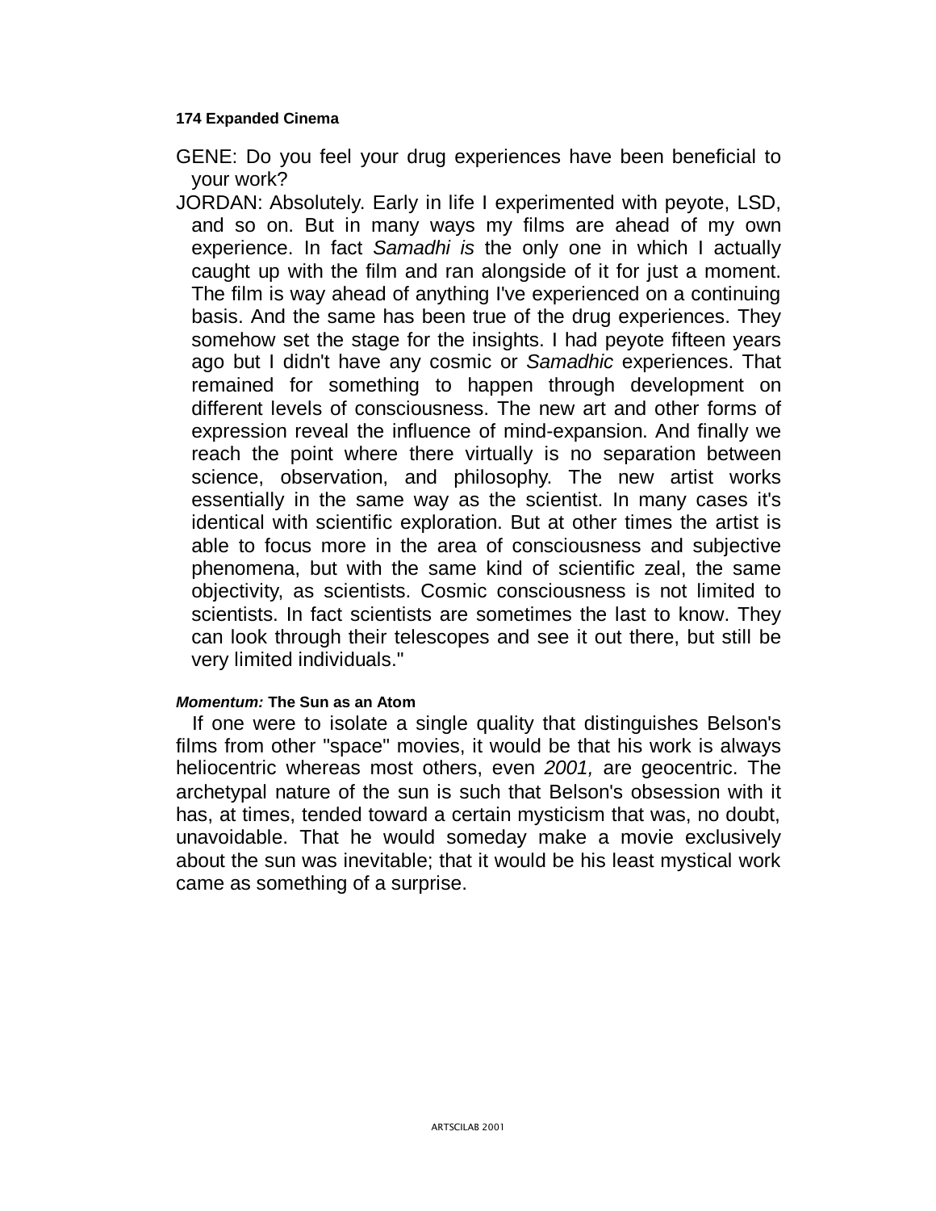GENE: Do you feel your drug experiences have been beneficial to your work?

JORDAN: Absolutely. Early in life I experimented with peyote, LSD, and so on. But in many ways my films are ahead of my own experience. In fact *Samadhi is* the only one in which I actually caught up with the film and ran alongside of it for just a moment. The film is way ahead of anything I've experienced on a continuing basis. And the same has been true of the drug experiences. They somehow set the stage for the insights. I had peyote fifteen years ago but I didn't have any cosmic or *Samadhic* experiences. That remained for something to happen through development on different levels of consciousness. The new art and other forms of expression reveal the influence of mind-expansion. And finally we reach the point where there virtually is no separation between science, observation, and philosophy. The new artist works essentially in the same way as the scientist. In many cases it's identical with scientific exploration. But at other times the artist is able to focus more in the area of consciousness and subjective phenomena, but with the same kind of scientific zeal, the same objectivity, as scientists. Cosmic consciousness is not limited to scientists. In fact scientists are sometimes the last to know. They can look through their telescopes and see it out there, but still be very limited individuals."

#### *Momentum:* The Sun as an Atom

If one were to isolate a single quality that distinguishes Belson's films from other "space" movies, it would be that his work is always heliocentric whereas most others, even *2001,* are geocentric. The archetypal nature of the sun is such that Belson's obsession with it has, at times, tended toward a certain mysticism that was, no doubt, unavoidable. That he would someday make a movie exclusively about the sun was inevitable; that it would be his least mystical work came as something of a surprise.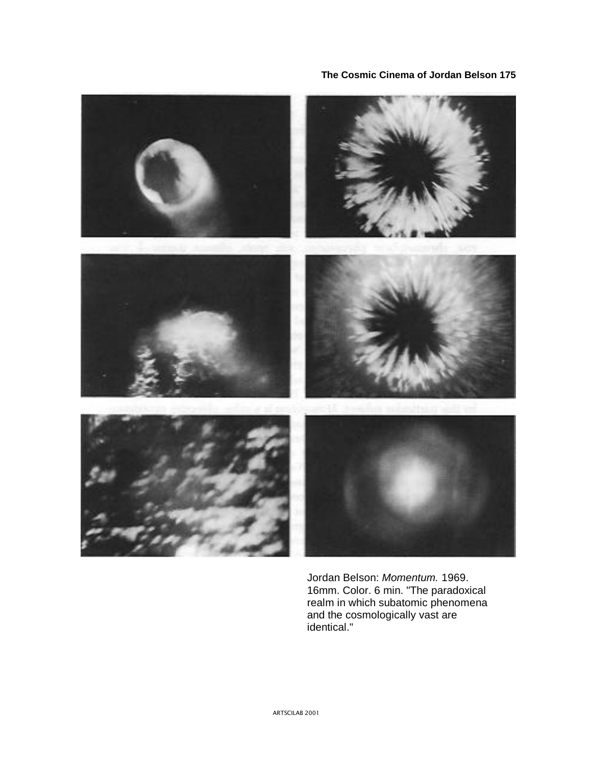Jordan Belson: *Momentum.* 1969. 16mm. Color. 6 min. "The paradoxical realm in which subatomic phenomena and the cosmologically vast are identical."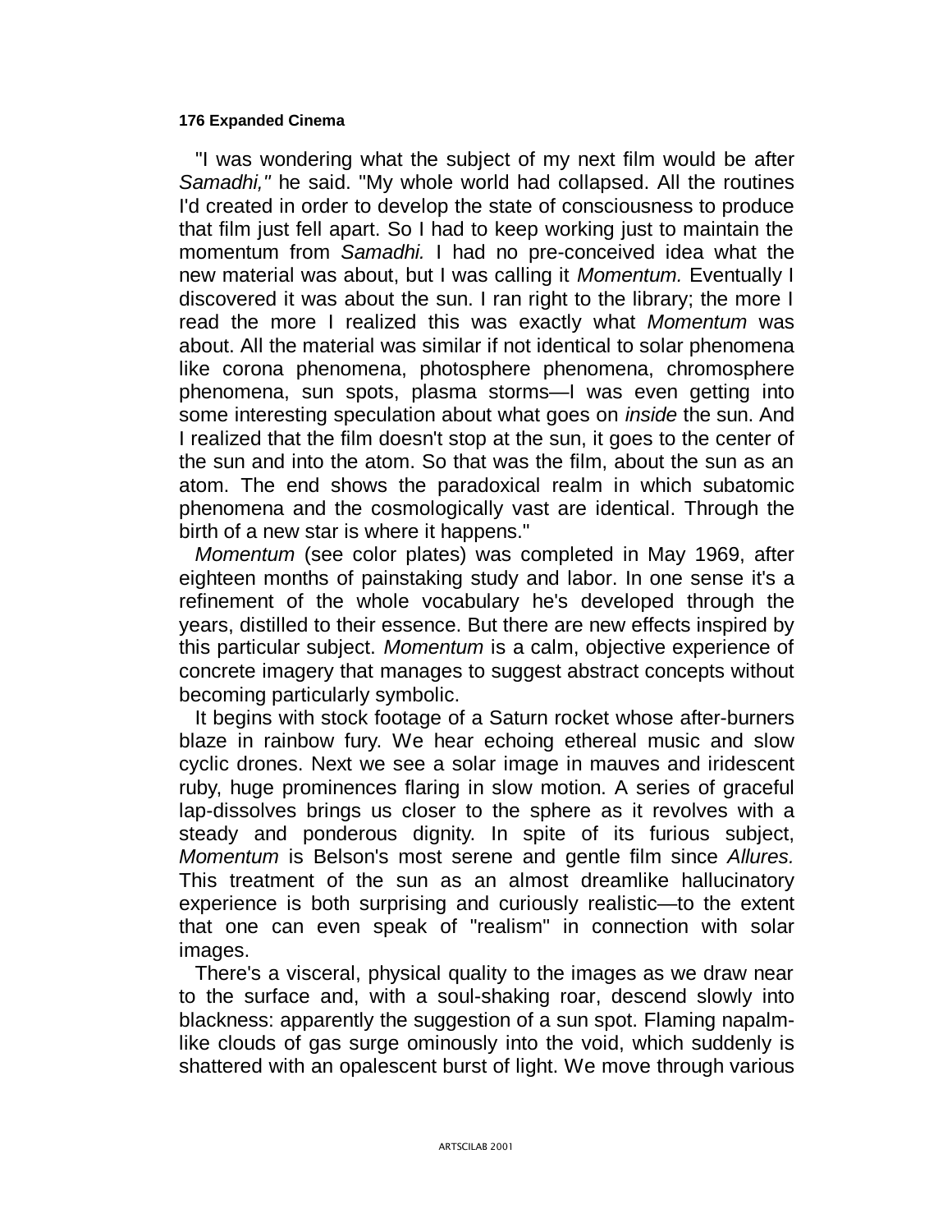"I was wondering what the subject of my next film would be after *Samadhi,"* he said. "My whole world had collapsed. All the routines I'd created in order to develop the state of consciousness to produce that film just fell apart. So I had to keep working just to maintain the momentum from *Samadhi.* I had no pre-conceived idea what the new material was about, but I was calling it *Momentum.* Eventually I discovered it was about the sun. I ran right to the library; the more I read the more I realized this was exactly what *Momentum* was about. All the material was similar if not identical to solar phenomena like corona phenomena, photosphere phenomena, chromosphere phenomena, sun spots, plasma storms—I was even getting into some interesting speculation about what goes on *inside* the sun. And I realized that the film doesn't stop at the sun, it goes to the center of the sun and into the atom. So that was the film, about the sun as an atom. The end shows the paradoxical realm in which subatomic phenomena and the cosmologically vast are identical. Through the birth of a new star is where it happens."

*Momentum* (see color plates) was completed in May 1969, after eighteen months of painstaking study and labor. In one sense it's a refinement of the whole vocabulary he's developed through the years, distilled to their essence. But there are new effects inspired by this particular subject. *Momentum* is a calm, objective experience of concrete imagery that manages to suggest abstract concepts without becoming particularly symbolic.

It begins with stock footage of a Saturn rocket whose after-burners blaze in rainbow fury. We hear echoing ethereal music and slow cyclic drones. Next we see a solar image in mauves and iridescent ruby, huge prominences flaring in slow motion. A series of graceful lap-dissolves brings us closer to the sphere as it revolves with a steady and ponderous dignity. In spite of its furious subject, *Momentum* is Belson's most serene and gentle film since *Allures.* This treatment of the sun as an almost dreamlike hallucinatory experience is both surprising and curiously realistic—to the extent that one can even speak of "realism" in connection with solar images.

There's a visceral, physical quality to the images as we draw near to the surface and, with a soul-shaking roar, descend slowly into blackness: apparently the suggestion of a sun spot. Flaming napalm-like clouds of gas surge ominously into the void, which suddenly is shattered with an opalescent burst of light. We move through various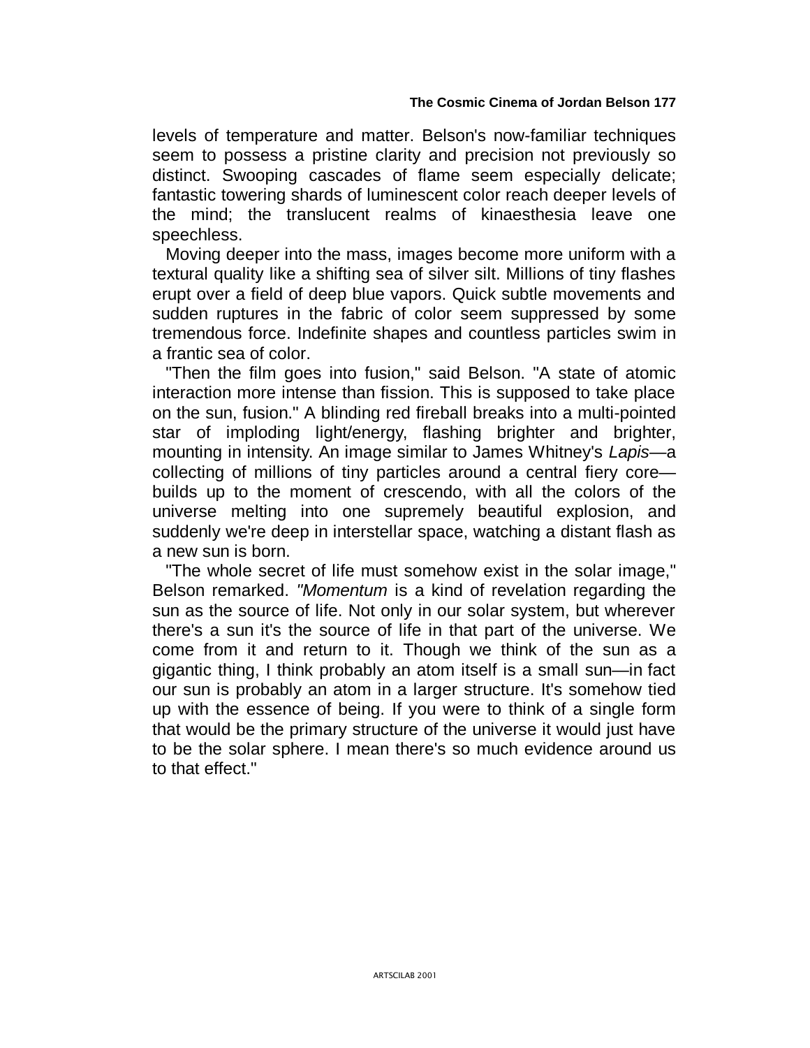levels of temperature and matter. Belson's now-familiar techniques seem to possess a pristine clarity and precision not previously so distinct. Swooping cascades of flame seem especially delicate; fantastic towering shards of luminescent color reach deeper levels of the mind; the translucent realms of kinaesthesia leave one speechless.

Moving deeper into the mass, images become more uniform with a textural quality like a shifting sea of silver silt. Millions of tiny flashes erupt over a field of deep blue vapors. Quick subtle movements and sudden ruptures in the fabric of color seem suppressed by some tremendous force. Indefinite shapes and countless particles swim in a frantic sea of color.

"Then the film goes into fusion," said Belson. "A state of atomic interaction more intense than fission. This is supposed to take place on the sun, fusion." A blinding red fireball breaks into a multi-pointed star of imploding light/energy, flashing brighter and brighter, mounting in intensity. An image similar to James Whitney's *Lapis*—a collecting of millions of tiny particles around a central fiery core—builds up to the moment of crescendo, with all the colors of the universe melting into one supremely beautiful explosion, and suddenly we're deep in interstellar space, watching a distant flash as a new sun is born.

"The whole secret of life must somehow exist in the solar image," Belson remarked. *"Momentum* is a kind of revelation regarding the sun as the source of life. Not only in our solar system, but wherever there's a sun it's the source of life in that part of the universe. We come from it and return to it. Though we think of the sun as a gigantic thing, I think probably an atom itself is a small sun—in fact our sun is probably an atom in a larger structure. It's somehow tied up with the essence of being. If you were to think of a single form that would be the primary structure of the universe it would just have to be the solar sphere. I mean there's so much evidence around us to that effect."